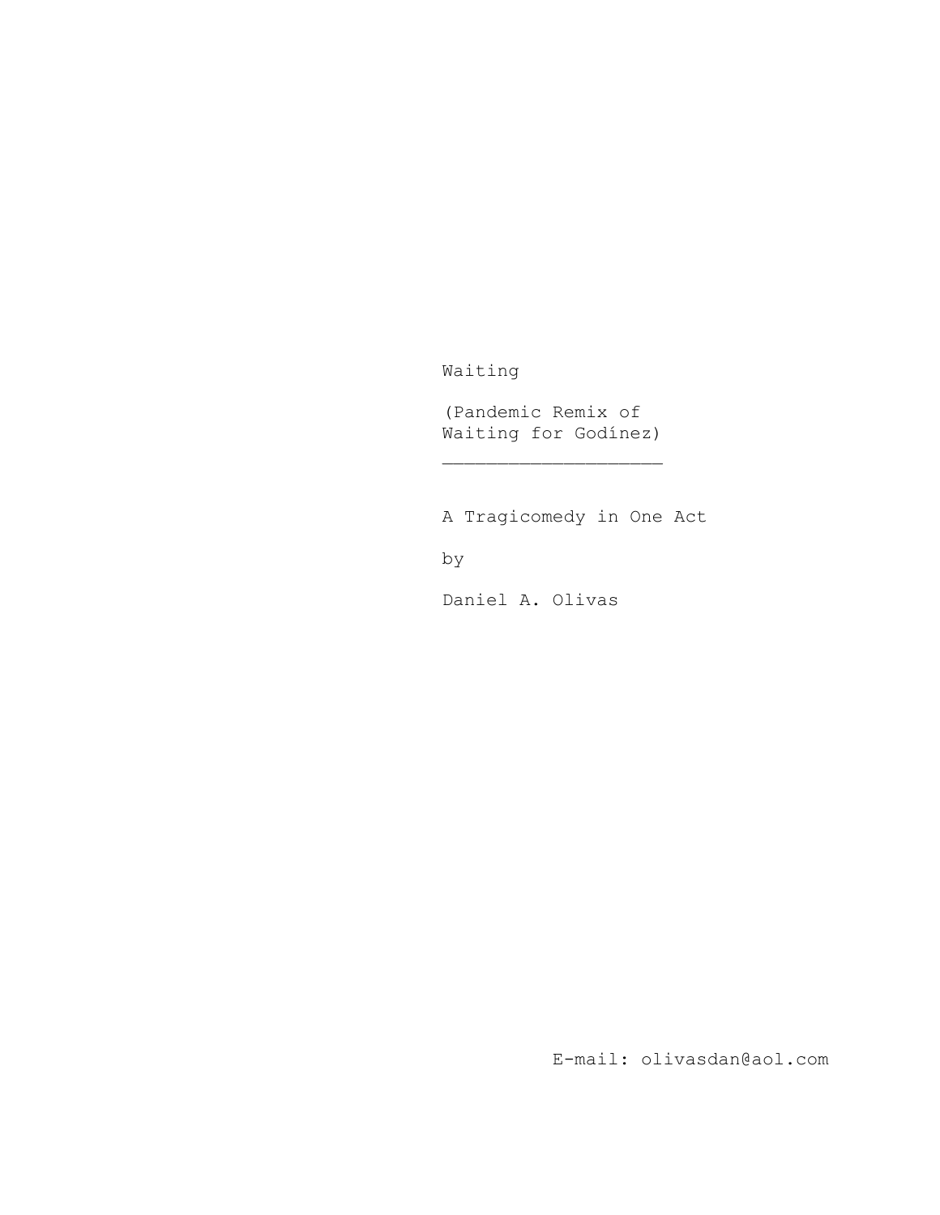# Waiting

(Pandemic Remix of Waiting for Godínez)

---

A Tragicomedy in One Act

by

Daniel A. Olivas

E-mail: olivasdan@aol.com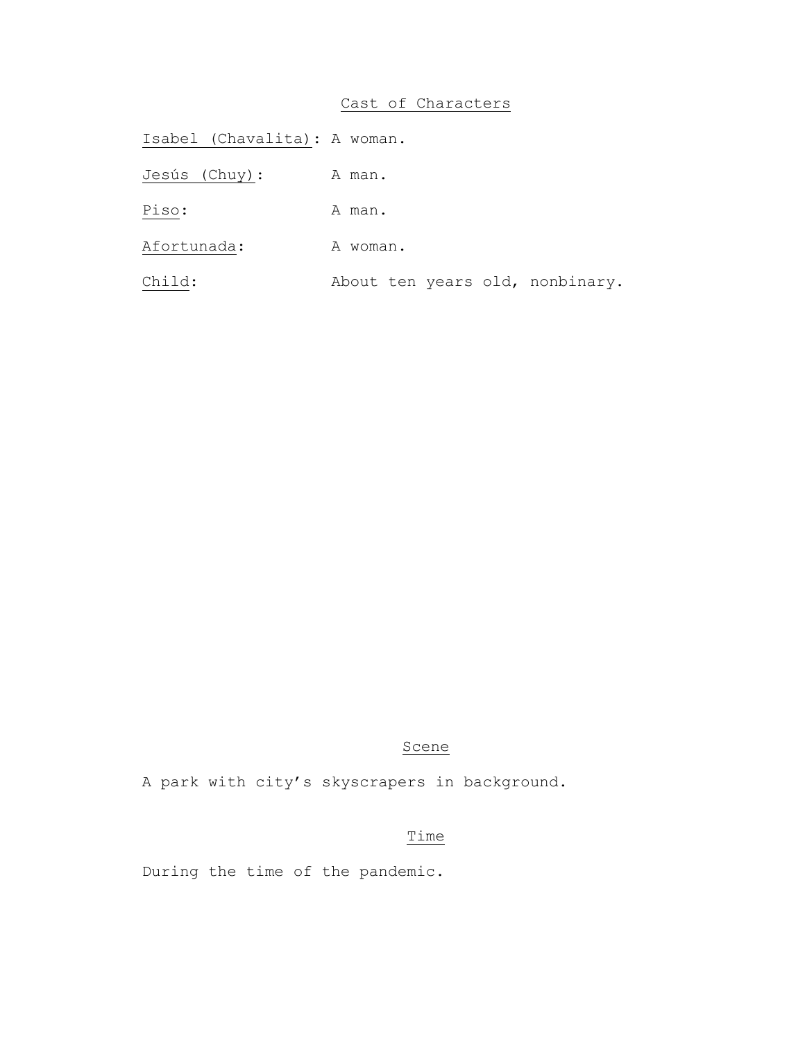## Cast of Characters

Isabel (Chavalita): A woman.

Jesús (Chuy): A man.

Piso: A man.

Afortunada: A woman.

Child: About ten years old, nonbinary.

## Scene

A park with city's skyscrapers in background.

## Time

During the time of the pandemic.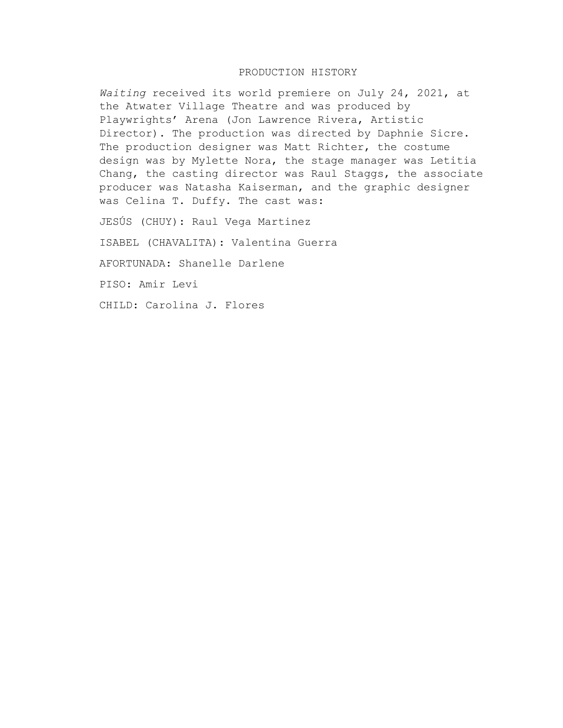# PRODUCTION HISTORY

*Waiting* received its world premiere on July 24, 2021, at the Atwater Village Theatre and was produced by Playwrights' Arena (Jon Lawrence Rivera, Artistic Director). The production was directed by Daphnie Sicre. The production designer was Matt Richter, the costume design was by Mylette Nora, the stage manager was Letitia Chang, the casting director was Raul Staggs, the associate producer was Natasha Kaiserman, and the graphic designer was Celina T. Duffy. The cast was:

JESÚS (CHUY): Raul Vega Martinez

ISABEL (CHAVALITA): Valentina Guerra

AFORTUNADA: Shanelle Darlene

PISO: Amir Levi

CHILD: Carolina J. Flores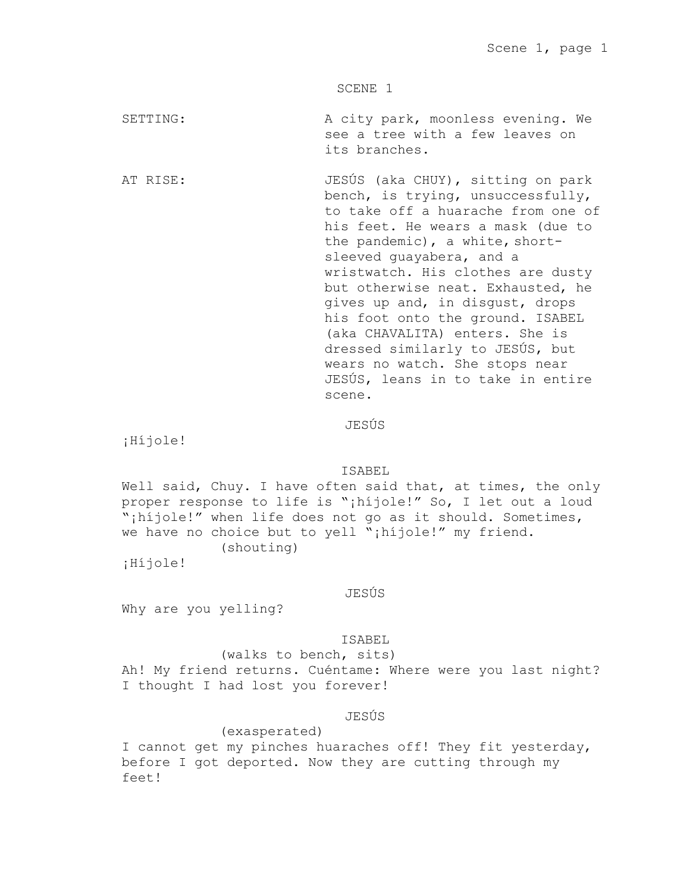# SCENE 1

**SETTING:** A city park, moonless evening. We see a tree with a few leaves on its branches.

**AT RISE:** JESÚS (aka CHUY), sitting on park bench, is trying, unsuccessfully, to take off a huarache from one of his feet. He wears a mask (due to the pandemic), a white, short-sleeved guayabera, and a wristwatch. His clothes are dusty but otherwise neat. Exhausted, he gives up and, in disgust, drops his foot onto the ground. ISABEL (aka CHAVALITA) enters. She is dressed similarly to JESÚS, but wears no watch. She stops near JESÚS, leans in to take in entire scene.

JESÚS

¡Híjole!

ISABEL

Well said, Chuy. I have often said that, at times, the only proper response to life is "¡híjole!" So, I let out a loud "¡híjole!" when life does not go as it should. Sometimes, we have no choice but to yell "¡híjole!" my friend.

(shouting)

¡Híjole!

JESÚS

Why are you yelling?

ISABEL

(walks to bench, sits)

Ah! My friend returns. Cuéntame: Where were you last night? I thought I had lost you forever!

JESÚS

(exasperated)

I cannot get my pinches huaraches off! They fit yesterday, before I got deported. Now they are cutting through my feet!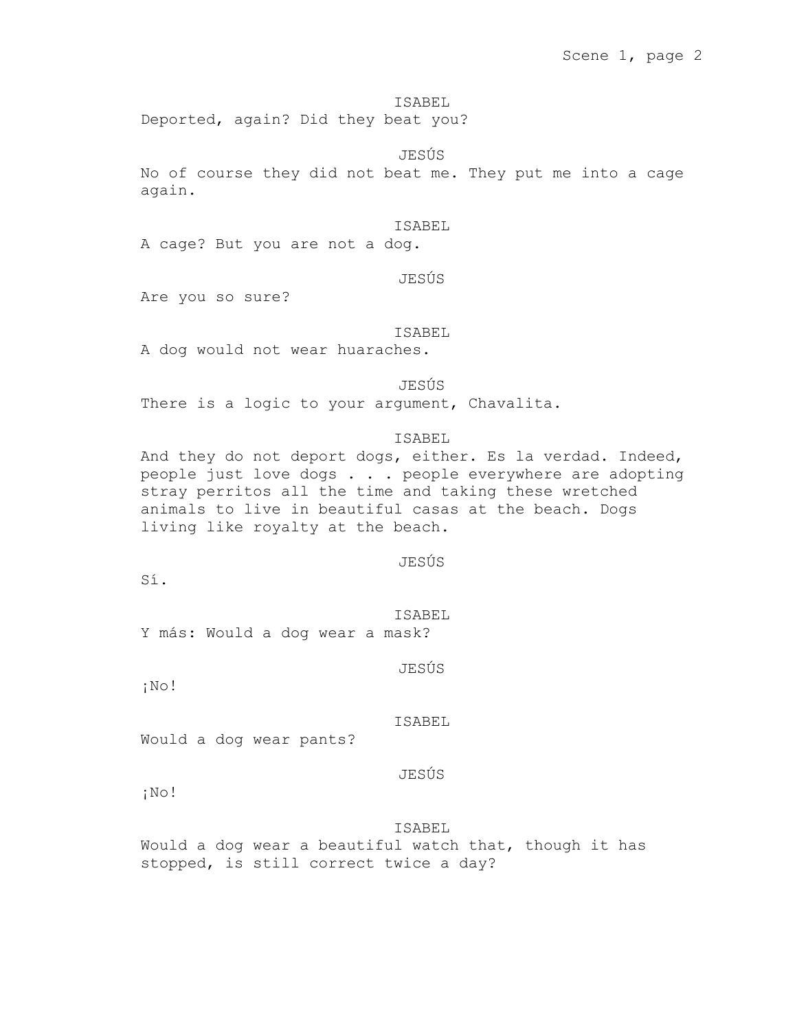ISABEL

Deported, again? Did they beat you?

JESÚS

No of course they did not beat me. They put me into a cage again.

ISABEL

A cage? But you are not a dog.

JESÚS

Are you so sure?

ISABEL

A dog would not wear huaraches.

JESÚS

There is a logic to your argument, Chavalita.

ISABEL

And they do not deport dogs, either. Es la verdad. Indeed, people just love dogs . . . people everywhere are adopting stray perritos all the time and taking these wretched animals to live in beautiful casas at the beach. Dogs living like royalty at the beach.

JESÚS

Sí.

ISABEL

Y más: Would a dog wear a mask?

JESÚS

¡No!

ISABEL

Would a dog wear pants?

JESÚS

¡No!

ISABEL

Would a dog wear a beautiful watch that, though it has stopped, is still correct twice a day?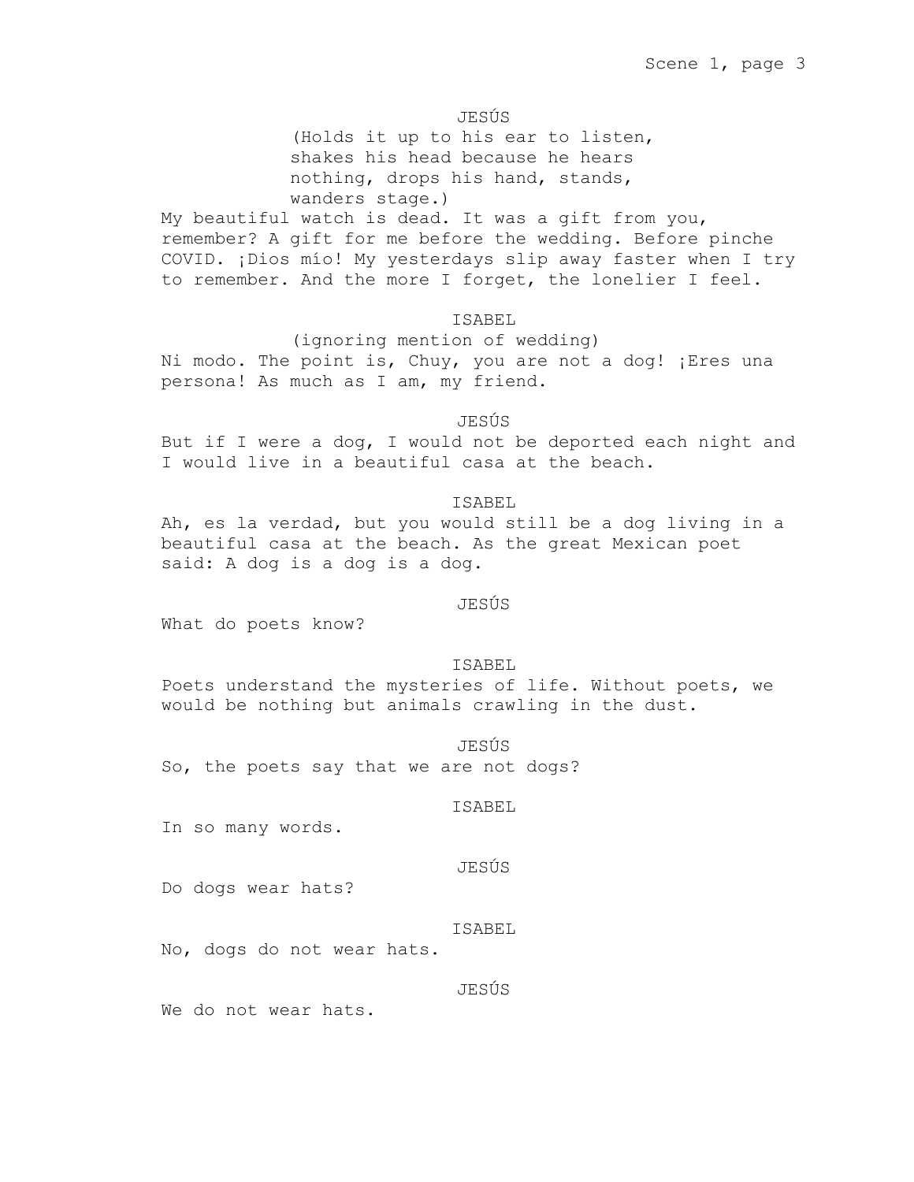JESÚS

(Holds it up to his ear to listen, shakes his head because he hears nothing, drops his hand, stands, wanders stage.)

My beautiful watch is dead. It was a gift from you, remember? A gift for me before the wedding. Before pinche COVID. ¡Dios mío! My yesterdays slip away faster when I try to remember. And the more I forget, the lonelier I feel.

ISABEL

(ignoring mention of wedding)

Ni modo. The point is, Chuy, you are not a dog! ¡Eres una persona! As much as I am, my friend.

JESÚS

But if I were a dog, I would not be deported each night and I would live in a beautiful casa at the beach.

ISABEL

Ah, es la verdad, but you would still be a dog living in a beautiful casa at the beach. As the great Mexican poet said: A dog is a dog is a dog.

JESÚS

What do poets know?

ISABEL

Poets understand the mysteries of life. Without poets, we would be nothing but animals crawling in the dust.

JESÚS

So, the poets say that we are not dogs?

ISABEL

In so many words.

JESÚS

Do dogs wear hats?

ISABEL

No, dogs do not wear hats.

JESÚS

We do not wear hats.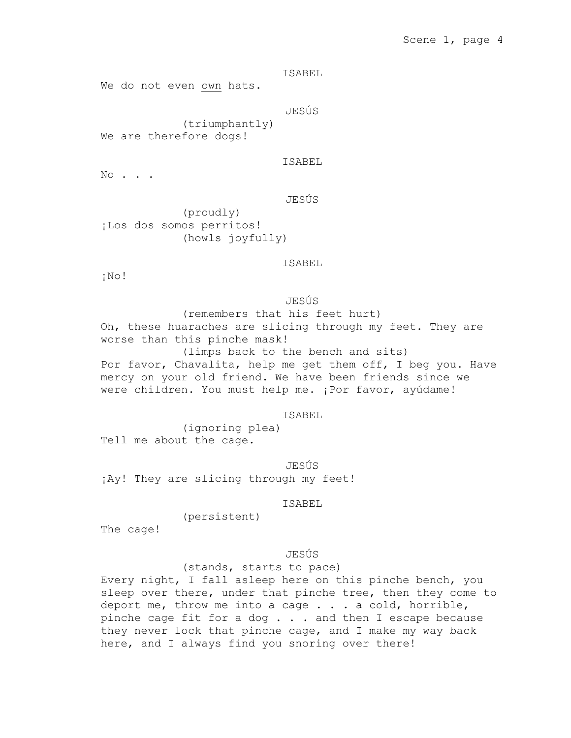ISABEL

We do not even <u>own</u> hats.

JESÚS

(triumphantly)

We are therefore dogs!

ISABEL

No . . .

JESÚS

(proudly)

¡Los dos somos perritos!

(howls joyfully)

ISABEL

¡No!

JESÚS

(remembers that his feet hurt)

Oh, these huaraches are slicing through my feet. They are worse than this pinche mask!

(limps back to the bench and sits)

Por favor, Chavalita, help me get them off, I beg you. Have mercy on your old friend. We have been friends since we were children. You must help me. ¡Por favor, ayúdame!

ISABEL

(ignoring plea)

Tell me about the cage.

JESÚS

¡Ay! They are slicing through my feet!

ISABEL

(persistent)

The cage!

JESÚS

(stands, starts to pace)

Every night, I fall asleep here on this pinche bench, you sleep over there, under that pinche tree, then they come to deport me, throw me into a cage . . . a cold, horrible, pinche cage fit for a dog . . . and then I escape because they never lock that pinche cage, and I make my way back here, and I always find you snoring over there!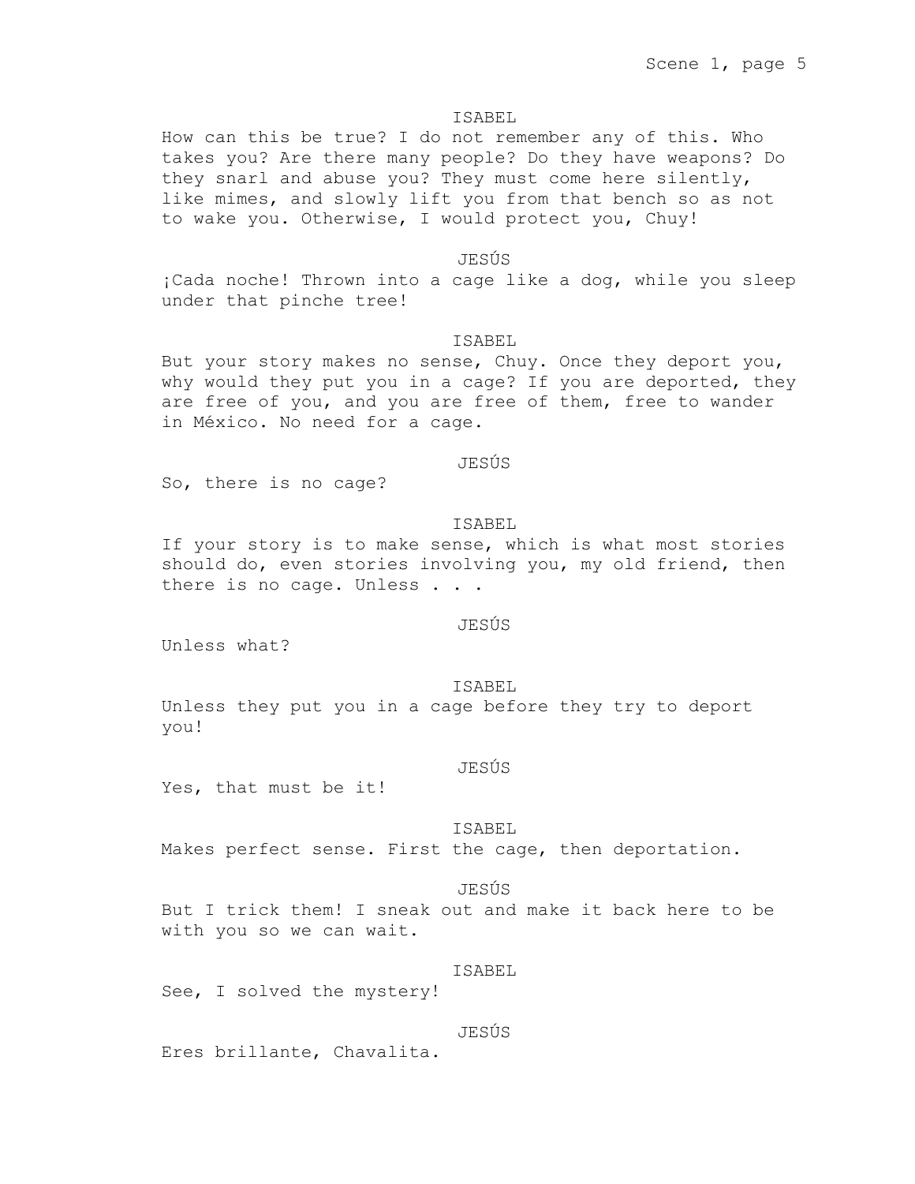ISABEL

How can this be true? I do not remember any of this. Who takes you? Are there many people? Do they have weapons? Do they snarl and abuse you? They must come here silently, like mimes, and slowly lift you from that bench so as not to wake you. Otherwise, I would protect you, Chuy!

JESÚS

¡Cada noche! Thrown into a cage like a dog, while you sleep under that pinche tree!

ISABEL

But your story makes no sense, Chuy. Once they deport you, why would they put you in a cage? If you are deported, they are free of you, and you are free of them, free to wander in México. No need for a cage.

JESÚS

So, there is no cage?

ISABEL

If your story is to make sense, which is what most stories should do, even stories involving you, my old friend, then there is no cage. Unless . . .

JESÚS

Unless what?

ISABEL

Unless they put you in a cage before they try to deport you!

JESÚS

Yes, that must be it!

ISABEL

Makes perfect sense. First the cage, then deportation.

JESÚS

But I trick them! I sneak out and make it back here to be with you so we can wait.

ISABEL

See, I solved the mystery!

JESÚS

Eres brillante, Chavalita.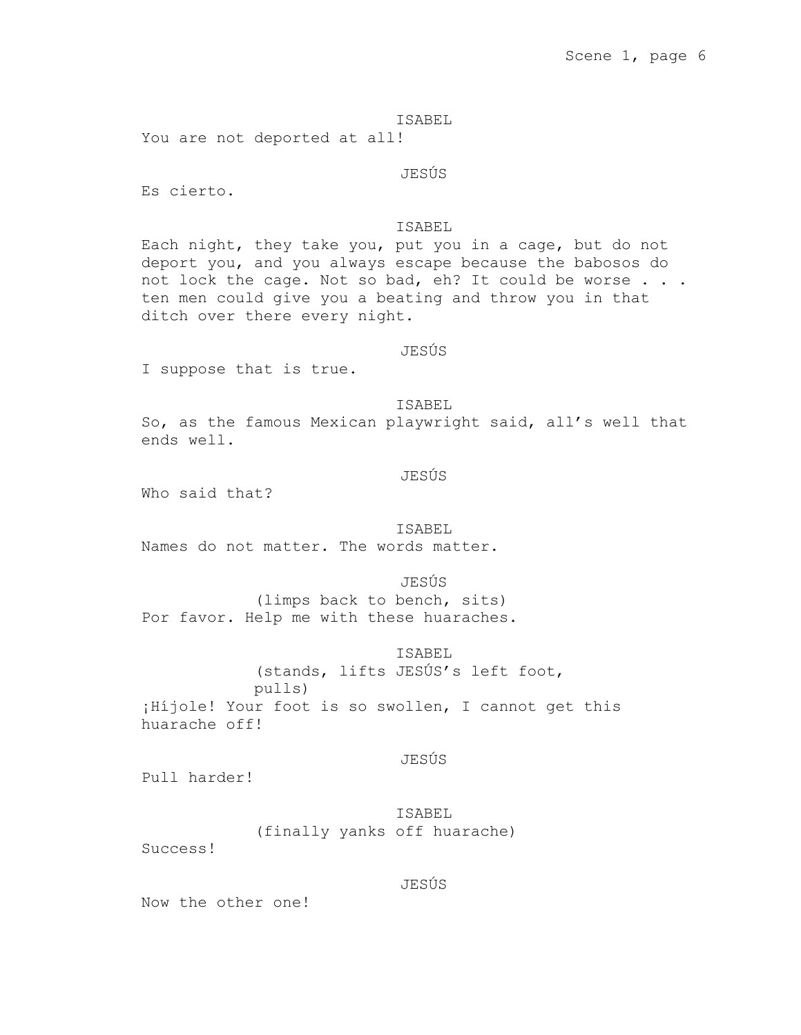ISABEL

You are not deported at all!

JESÚS

Es cierto.

ISABEL

Each night, they take you, put you in a cage, but do not deport you, and you always escape because the babosos do not lock the cage. Not so bad, eh? It could be worse . . . ten men could give you a beating and throw you in that ditch over there every night.

JESÚS

I suppose that is true.

ISABEL

So, as the famous Mexican playwright said, all's well that ends well.

JESÚS

Who said that?

ISABEL

Names do not matter. The words matter.

JESÚS

(limps back to bench, sits)

Por favor. Help me with these huaraches.

ISABEL

(stands, lifts JESÚS's left foot, pulls)

¡Híjole! Your foot is so swollen, I cannot get this huarache off!

JESÚS

Pull harder!

ISABEL

(finally yanks off huarache)

Success!

JESÚS

Now the other one!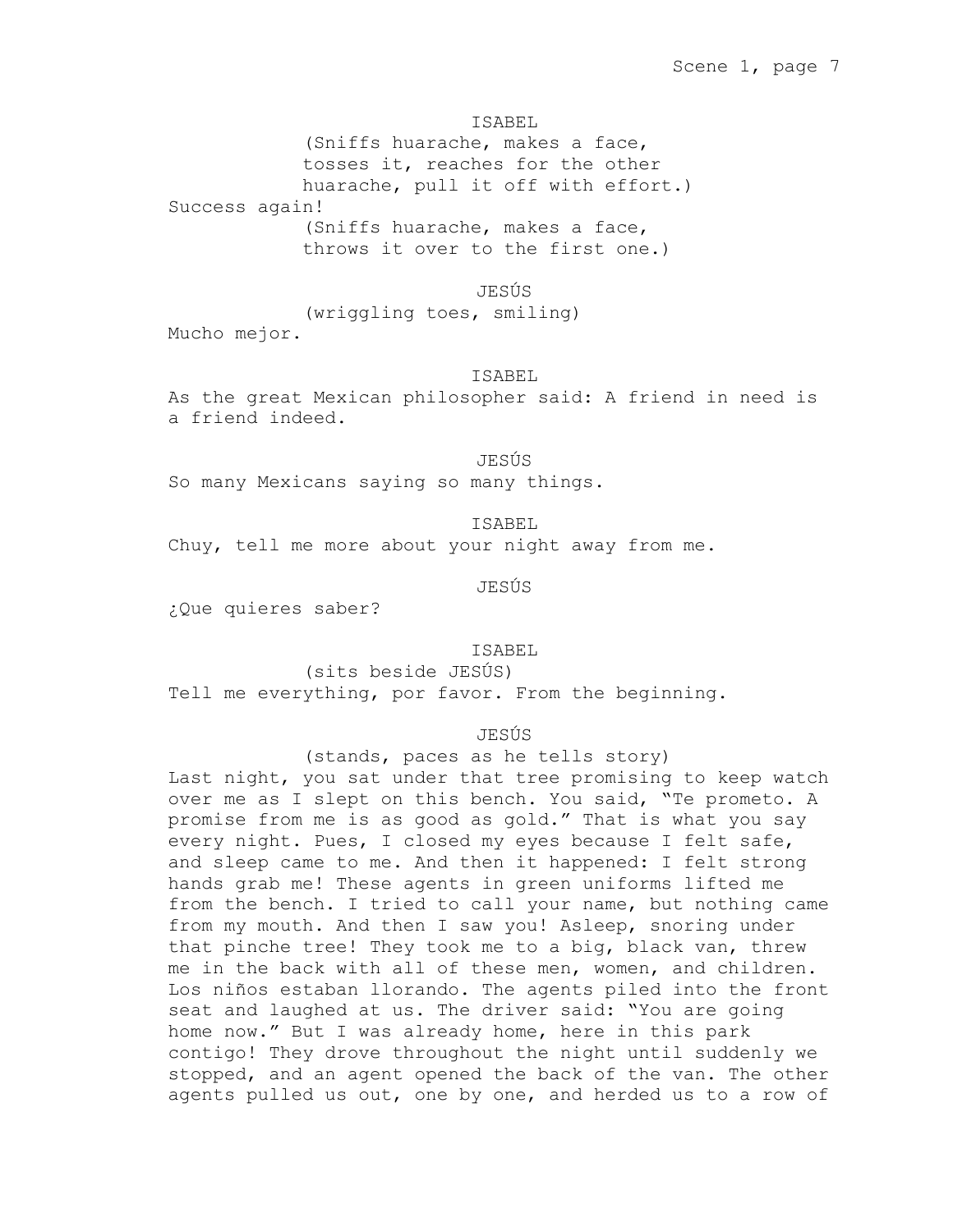ISABEL

(Sniffs huarache, makes a face, tosses it, reaches for the other huarache, pull it off with effort.)

Success again!

(Sniffs huarache, makes a face, throws it over to the first one.)

JESÚS

(wriggling toes, smiling)

Mucho mejor.

ISABEL

As the great Mexican philosopher said: A friend in need is a friend indeed.

JESÚS

So many Mexicans saying so many things.

ISABEL

Chuy, tell me more about your night away from me.

JESÚS

¿Que quieres saber?

ISABEL

(sits beside JESÚS)

Tell me everything, por favor. From the beginning.

JESÚS

(stands, paces as he tells story)

Last night, you sat under that tree promising to keep watch over me as I slept on this bench. You said, "Te prometo. A promise from me is as good as gold." That is what you say every night. Pues, I closed my eyes because I felt safe, and sleep came to me. And then it happened: I felt strong hands grab me! These agents in green uniforms lifted me from the bench. I tried to call your name, but nothing came from my mouth. And then I saw you! Asleep, snoring under that pinche tree! They took me to a big, black van, threw me in the back with all of these men, women, and children. Los niños estaban llorando. The agents piled into the front seat and laughed at us. The driver said: "You are going home now." But I was already home, here in this park contigo! They drove throughout the night until suddenly we stopped, and an agent opened the back of the van. The other agents pulled us out, one by one, and herded us to a row of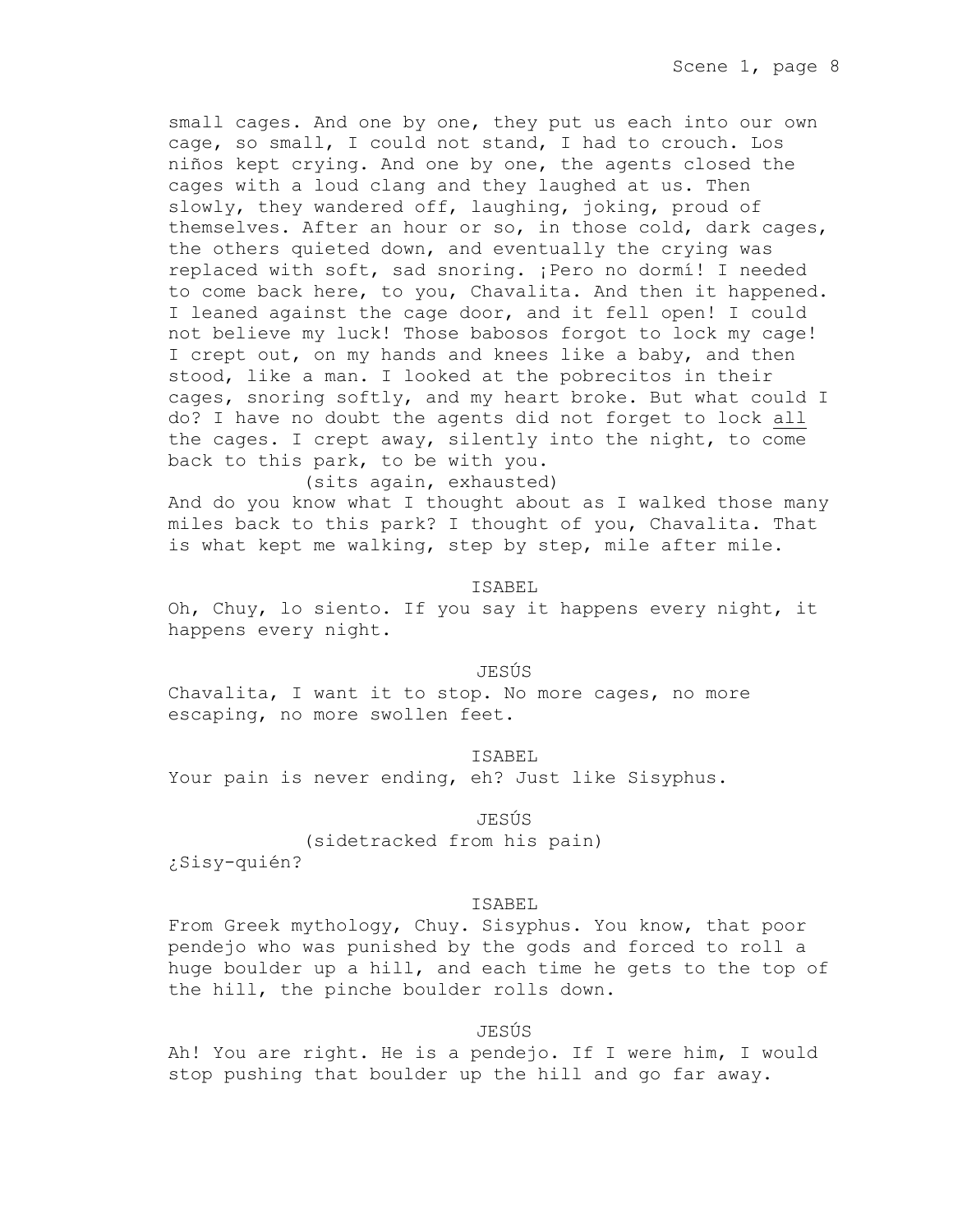small cages. And one by one, they put us each into our own cage, so small, I could not stand, I had to crouch. Los niños kept crying. And one by one, the agents closed the cages with a loud clang and they laughed at us. Then slowly, they wandered off, laughing, joking, proud of themselves. After an hour or so, in those cold, dark cages, the others quieted down, and eventually the crying was replaced with soft, sad snoring. ¡Pero no dormí! I needed to come back here, to you, Chavalita. And then it happened. I leaned against the cage door, and it fell open! I could not believe my luck! Those babosos forgot to lock my cage! I crept out, on my hands and knees like a baby, and then stood, like a man. I looked at the pobrecitos in their cages, snoring softly, and my heart broke. But what could I do? I have no doubt the agents did not forget to lock <u>all</u> the cages. I crept away, silently into the night, to come back to this park, to be with you.

(sits again, exhausted)

And do you know what I thought about as I walked those many miles back to this park? I thought of you, Chavalita. That is what kept me walking, step by step, mile after mile.

ISABEL

Oh, Chuy, lo siento. If you say it happens every night, it happens every night.

JESÚS

Chavalita, I want it to stop. No more cages, no more escaping, no more swollen feet.

ISABEL

Your pain is never ending, eh? Just like Sisyphus.

JESÚS

(sidetracked from his pain)

¿Sisy-quién?

ISABEL

From Greek mythology, Chuy. Sisyphus. You know, that poor pendejo who was punished by the gods and forced to roll a huge boulder up a hill, and each time he gets to the top of the hill, the pinche boulder rolls down.

JESÚS

Ah! You are right. He is a pendejo. If I were him, I would stop pushing that boulder up the hill and go far away.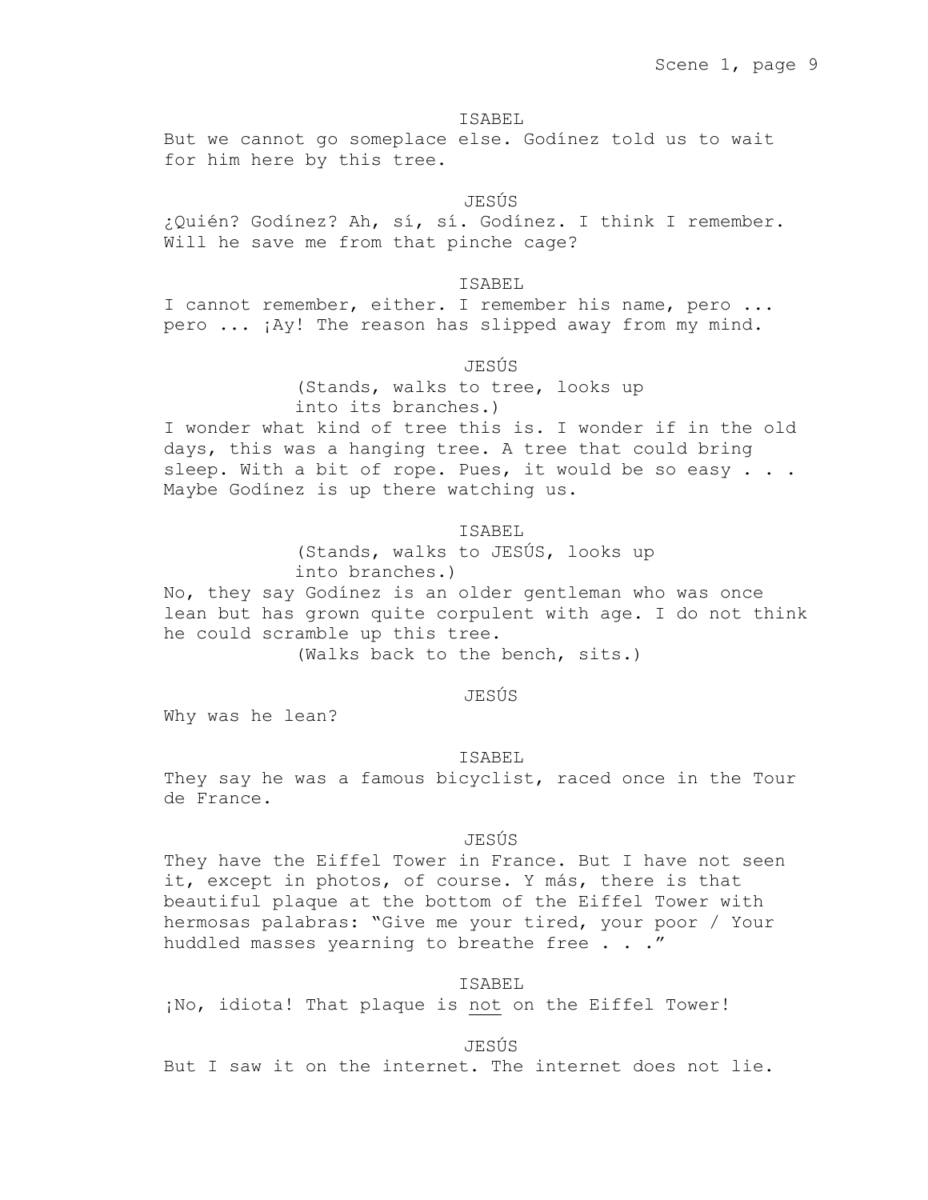ISABEL

But we cannot go someplace else. Godínez told us to wait for him here by this tree.

JESÚS

¿Quién? Godínez? Ah, sí, sí. Godínez. I think I remember. Will he save me from that pinche cage?

ISABEL

I cannot remember, either. I remember his name, pero ... pero ... ¡Ay! The reason has slipped away from my mind.

JESÚS

(Stands, walks to tree, looks up into its branches.)

I wonder what kind of tree this is. I wonder if in the old days, this was a hanging tree. A tree that could bring sleep. With a bit of rope. Pues, it would be so easy . . . Maybe Godínez is up there watching us.

ISABEL

(Stands, walks to JESÚS, looks up into branches.)

No, they say Godínez is an older gentleman who was once lean but has grown quite corpulent with age. I do not think he could scramble up this tree.

(Walks back to the bench, sits.)

JESÚS

Why was he lean?

ISABEL

They say he was a famous bicyclist, raced once in the Tour de France.

JESÚS

They have the Eiffel Tower in France. But I have not seen it, except in photos, of course. Y más, there is that beautiful plaque at the bottom of the Eiffel Tower with hermosas palabras: "Give me your tired, your poor / Your huddled masses yearning to breathe free . . ."

ISABEL

¡No, idiota! That plaque is <u>not</u> on the Eiffel Tower!

JESÚS

But I saw it on the internet. The internet does not lie.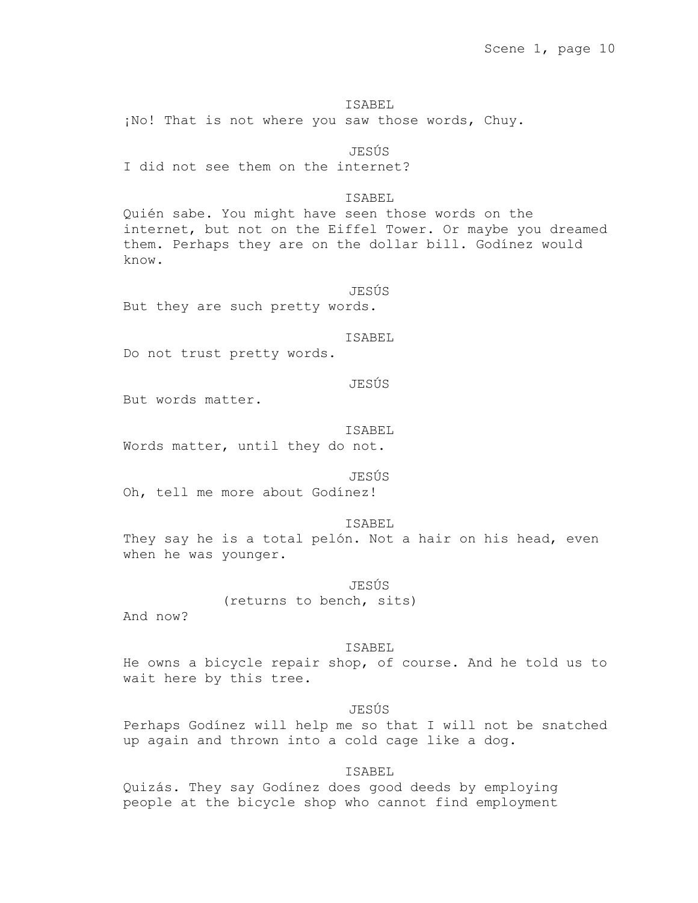ISABEL

¡No! That is not where you saw those words, Chuy.

JESÚS

I did not see them on the internet?

ISABEL

Quién sabe. You might have seen those words on the internet, but not on the Eiffel Tower. Or maybe you dreamed them. Perhaps they are on the dollar bill. Godínez would know.

JESÚS

But they are such pretty words.

ISABEL

Do not trust pretty words.

JESÚS

But words matter.

ISABEL

Words matter, until they do not.

JESÚS

Oh, tell me more about Godínez!

ISABEL

They say he is a total pelón. Not a hair on his head, even when he was younger.

JESÚS

(returns to bench, sits)

And now?

ISABEL

He owns a bicycle repair shop, of course. And he told us to wait here by this tree.

JESÚS

Perhaps Godínez will help me so that I will not be snatched up again and thrown into a cold cage like a dog.

ISABEL

Quizás. They say Godínez does good deeds by employing people at the bicycle shop who cannot find employment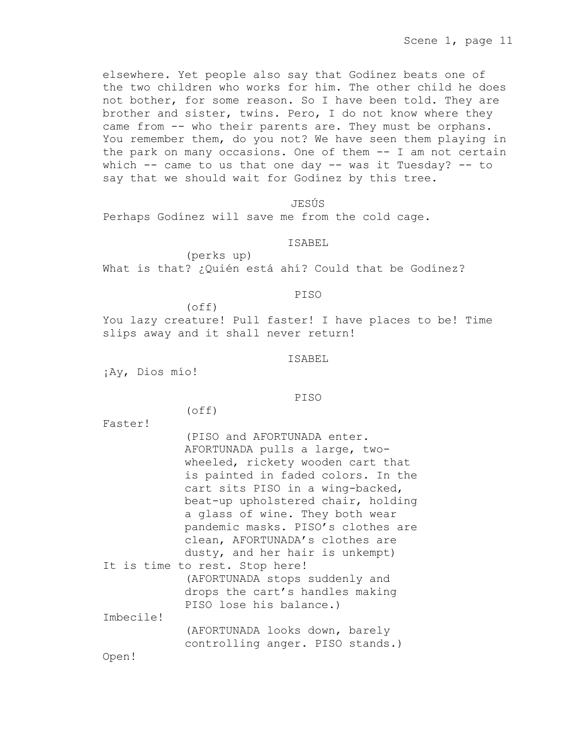elsewhere. Yet people also say that Godínez beats one of the two children who works for him. The other child he does not bother, for some reason. So I have been told. They are brother and sister, twins. Pero, I do not know where they came from -- who their parents are. They must be orphans. You remember them, do you not? We have seen them playing in the park on many occasions. One of them -- I am not certain which -- came to us that one day -- was it Tuesday? -- to say that we should wait for Godínez by this tree.

JESÚS

Perhaps Godínez will save me from the cold cage.

ISABEL

(perks up)

What is that? ¿Quién está ahí? Could that be Godínez?

PISO

(off)

You lazy creature! Pull faster! I have places to be! Time slips away and it shall never return!

ISABEL

¡Ay, Dios mío!

PISO

(off)

Faster!

(PISO and AFORTUNADA enter. AFORTUNADA pulls a large, two-wheeled, rickety wooden cart that is painted in faded colors. In the cart sits PISO in a wing-backed, beat-up upholstered chair, holding a glass of wine. They both wear pandemic masks. PISO's clothes are clean, AFORTUNADA's clothes are dusty, and her hair is unkempt)

It is time to rest. Stop here!

(AFORTUNADA stops suddenly and drops the cart's handles making PISO lose his balance.)

Imbecile!

(AFORTUNADA looks down, barely controlling anger. PISO stands.)

Open!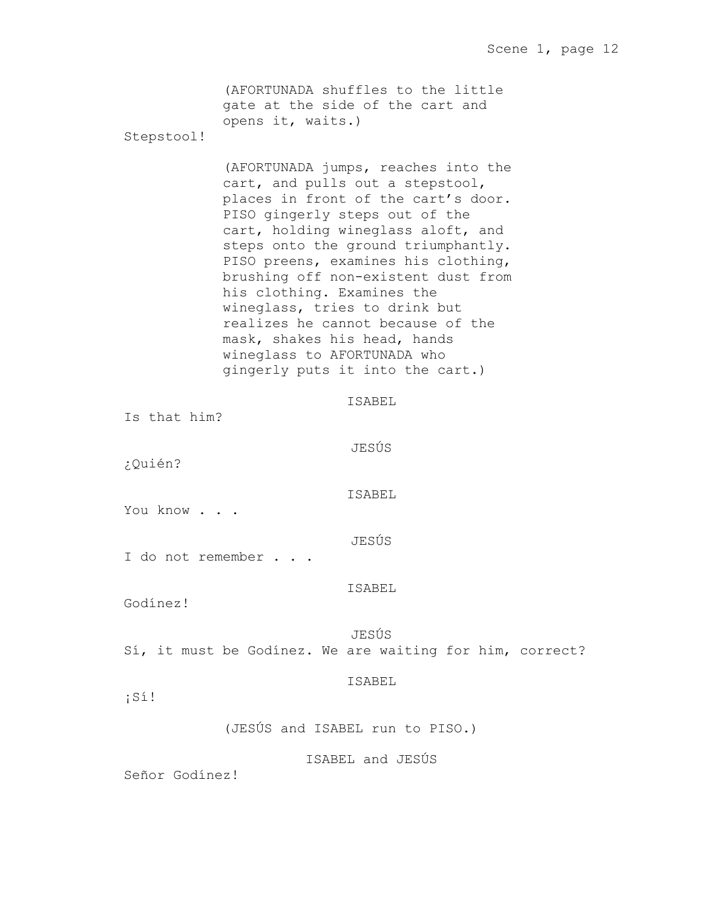(AFORTUNADA shuffles to the little gate at the side of the cart and opens it, waits.)

Stepstool!

(AFORTUNADA jumps, reaches into the cart, and pulls out a stepstool, places in front of the cart's door. PISO gingerly steps out of the cart, holding wineglass aloft, and steps onto the ground triumphantly. PISO preens, examines his clothing, brushing off non-existent dust from his clothing. Examines the wineglass, tries to drink but realizes he cannot because of the mask, shakes his head, hands wineglass to AFORTUNADA who gingerly puts it into the cart.)

ISABEL

Is that him?

JESÚS

¿Quién?

ISABEL

You know . . .

JESÚS

I do not remember . . .

ISABEL

Godínez!

JESÚS

Sí, it must be Godínez. We are waiting for him, correct?

ISABEL

¡Sí!

(JESÚS and ISABEL run to PISO.)

ISABEL and JESÚS

Señor Godínez!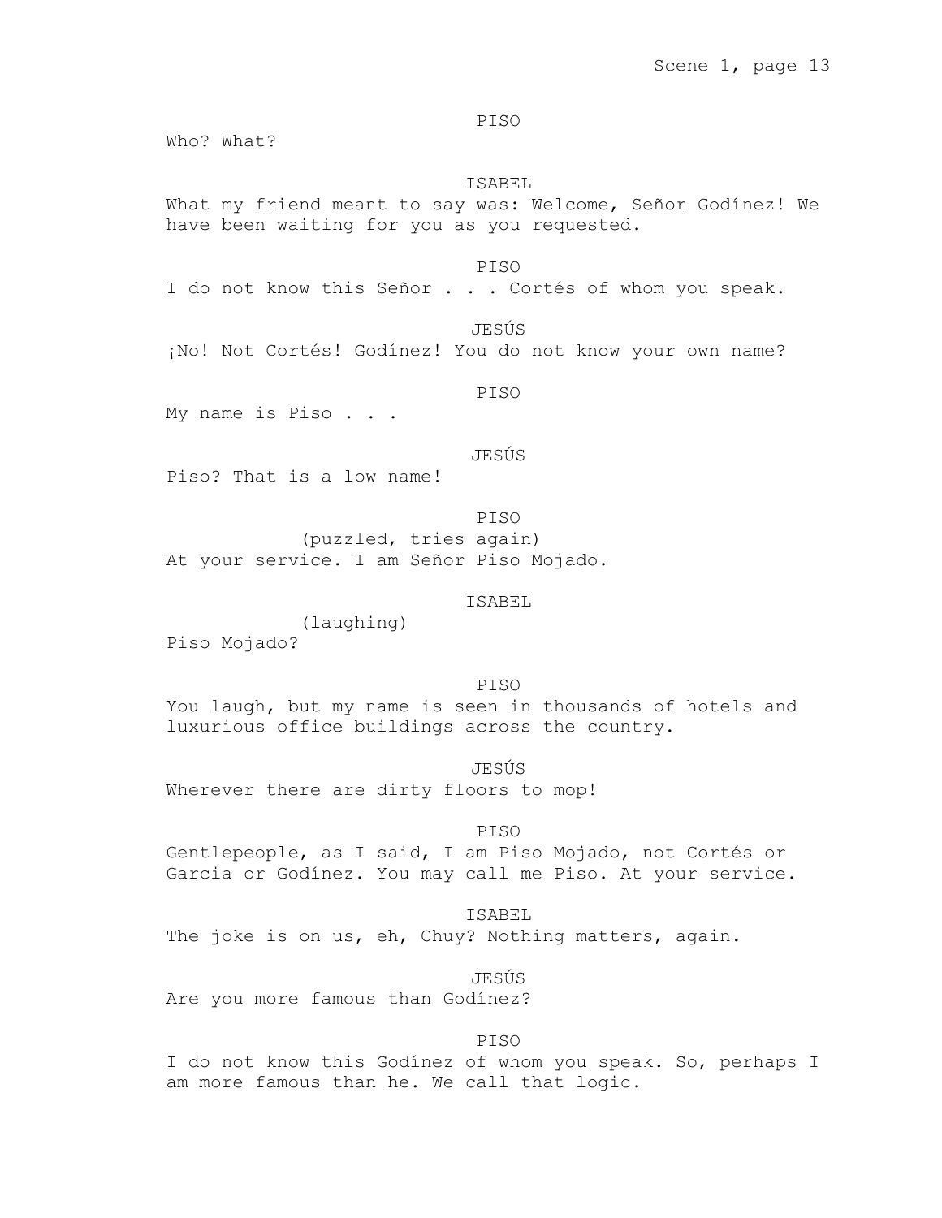PISO

Who? What?

ISABEL

What my friend meant to say was: Welcome, Señor Godínez! We have been waiting for you as you requested.

PISO

I do not know this Señor . . . Cortés of whom you speak.

JESÚS

¡No! Not Cortés! Godínez! You do not know your own name?

PISO

My name is Piso . . .

JESÚS

Piso? That is a low name!

PISO

(puzzled, tries again)

At your service. I am Señor Piso Mojado.

ISABEL

(laughing)

Piso Mojado?

PISO

You laugh, but my name is seen in thousands of hotels and luxurious office buildings across the country.

JESÚS

Wherever there are dirty floors to mop!

PISO

Gentlepeople, as I said, I am Piso Mojado, not Cortés or Garcia or Godínez. You may call me Piso. At your service.

ISABEL

The joke is on us, eh, Chuy? Nothing matters, again.

JESÚS

Are you more famous than Godínez?

PISO

I do not know this Godínez of whom you speak. So, perhaps I am more famous than he. We call that logic.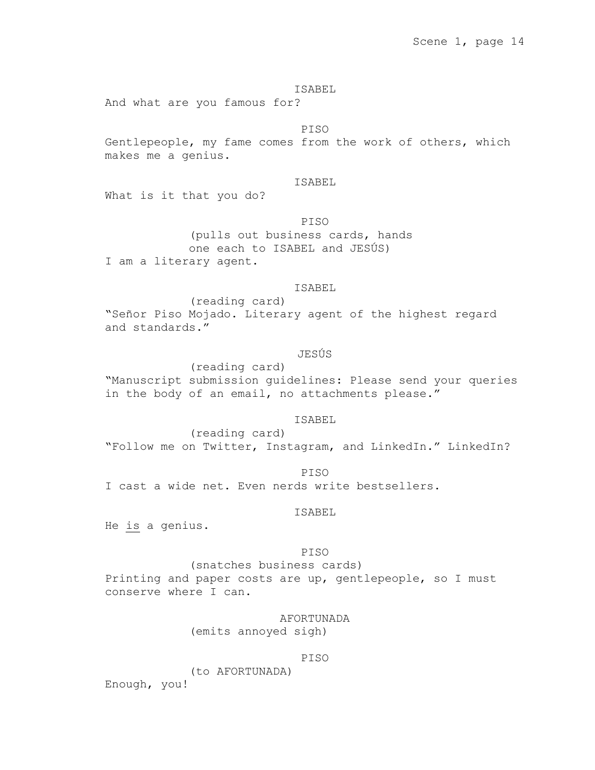ISABEL

And what are you famous for?

PISO

Gentlepeople, my fame comes from the work of others, which makes me a genius.

ISABEL

What is it that you do?

PISO

(pulls out business cards, hands one each to ISABEL and JESÚS)

I am a literary agent.

ISABEL

(reading card)

"Señor Piso Mojado. Literary agent of the highest regard and standards."

JESÚS

(reading card)

"Manuscript submission guidelines: Please send your queries in the body of an email, no attachments please."

ISABEL

(reading card)

"Follow me on Twitter, Instagram, and LinkedIn." LinkedIn?

PISO

I cast a wide net. Even nerds write bestsellers.

ISABEL

He <u>is</u> a genius.

PISO

(snatches business cards)

Printing and paper costs are up, gentlepeople, so I must conserve where I can.

AFORTUNADA

(emits annoyed sigh)

PISO

(to AFORTUNADA)

Enough, you!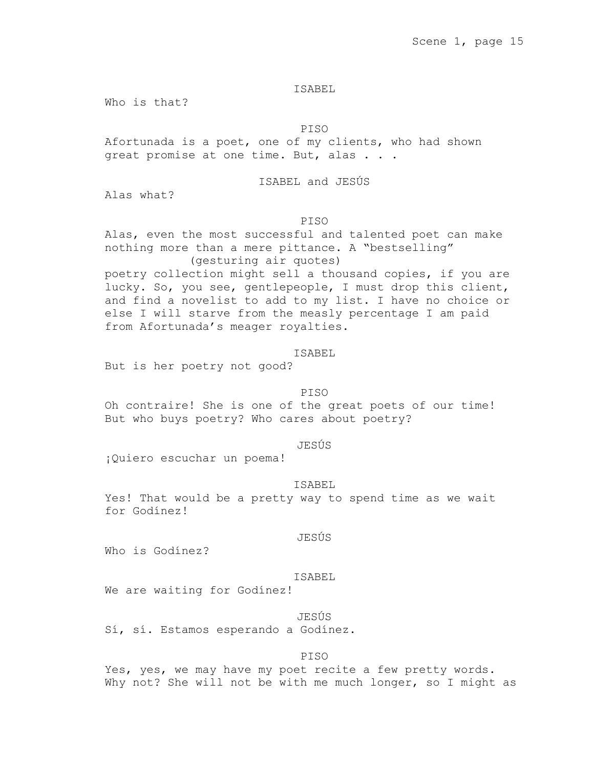ISABEL

Who is that?

PISO

Afortunada is a poet, one of my clients, who had shown great promise at one time. But, alas . . .

ISABEL and JESÚS

Alas what?

PISO

Alas, even the most successful and talented poet can make nothing more than a mere pittance. A “bestselling”
(gesturing air quotes)
poetry collection might sell a thousand copies, if you are lucky. So, you see, gentlepeople, I must drop this client, and find a novelist to add to my list. I have no choice or else I will starve from the measly percentage I am paid from Afortunada’s meager royalties.

ISABEL

But is her poetry not good?

PISO

Oh contraire! She is one of the great poets of our time! But who buys poetry? Who cares about poetry?

JESÚS

¡Quiero escuchar un poema!

ISABEL

Yes! That would be a pretty way to spend time as we wait for Godínez!

JESÚS

Who is Godínez?

ISABEL

We are waiting for Godínez!

JESÚS

Sí, sí. Estamos esperando a Godínez.

PISO

Yes, yes, we may have my poet recite a few pretty words. Why not? She will not be with me much longer, so I might as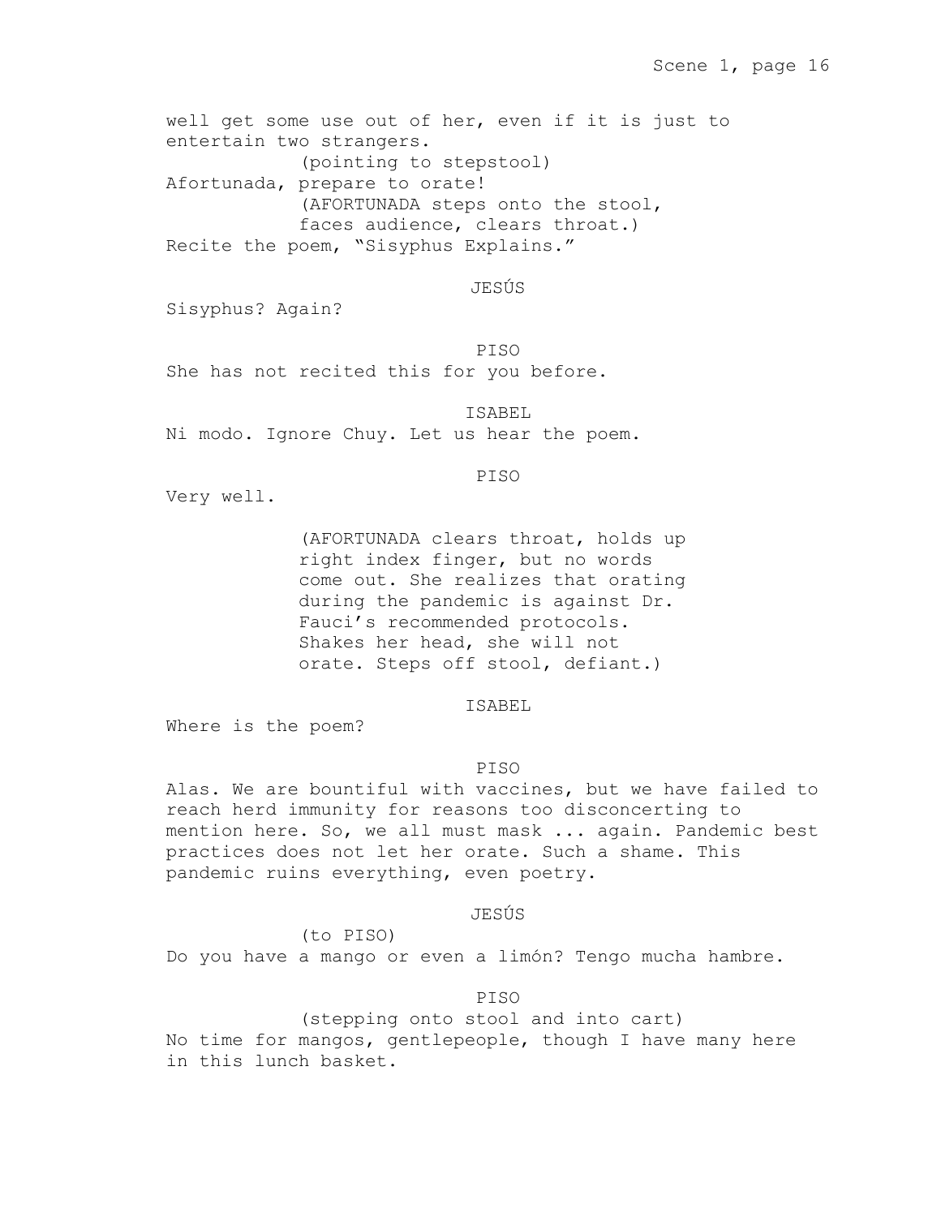well get some use out of her, even if it is just to entertain two strangers.

(pointing to stepstool)

Afortunada, prepare to orate!

(AFORTUNADA steps onto the stool, faces audience, clears throat.)

Recite the poem, "Sisyphus Explains."

JESÚS

Sisyphus? Again?

PISO

She has not recited this for you before.

ISABEL

Ni modo. Ignore Chuy. Let us hear the poem.

PISO

Very well.

(AFORTUNADA clears throat, holds up right index finger, but no words come out. She realizes that orating during the pandemic is against Dr. Fauci's recommended protocols. Shakes her head, she will not orate. Steps off stool, defiant.)

ISABEL

Where is the poem?

PISO

Alas. We are bountiful with vaccines, but we have failed to reach herd immunity for reasons too disconcerting to mention here. So, we all must mask ... again. Pandemic best practices does not let her orate. Such a shame. This pandemic ruins everything, even poetry.

JESÚS

(to PISO)

Do you have a mango or even a limón? Tengo mucha hambre.

PISO

(stepping onto stool and into cart)

No time for mangos, gentlepeople, though I have many here in this lunch basket.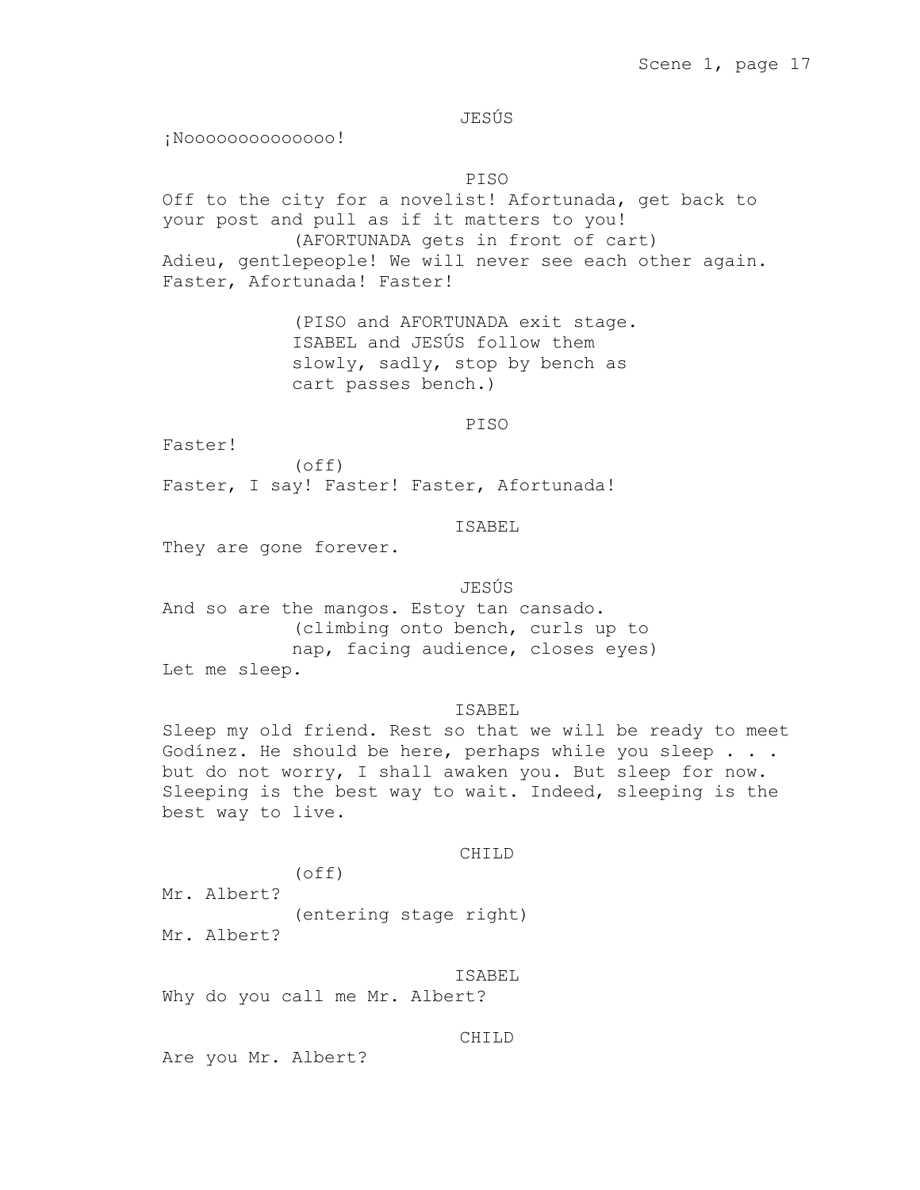JESÚS

¡Noooooooooooooo!

PISO

Off to the city for a novelist! Afortunada, get back to your post and pull as if it matters to you!

(AFORTUNADA gets in front of cart)

Adieu, gentlepeople! We will never see each other again. Faster, Afortunada! Faster!

(PISO and AFORTUNADA exit stage. ISABEL and JESÚS follow them slowly, sadly, stop by bench as cart passes bench.)

PISO

Faster!

(off)

Faster, I say! Faster! Faster, Afortunada!

ISABEL

They are gone forever.

JESÚS

And so are the mangos. Estoy tan cansado.

(climbing onto bench, curls up to nap, facing audience, closes eyes)

Let me sleep.

ISABEL

Sleep my old friend. Rest so that we will be ready to meet Godínez. He should be here, perhaps while you sleep . . . but do not worry, I shall awaken you. But sleep for now. Sleeping is the best way to wait. Indeed, sleeping is the best way to live.

CHILD

(off)

Mr. Albert?

(entering stage right)

Mr. Albert?

ISABEL

Why do you call me Mr. Albert?

CHILD

Are you Mr. Albert?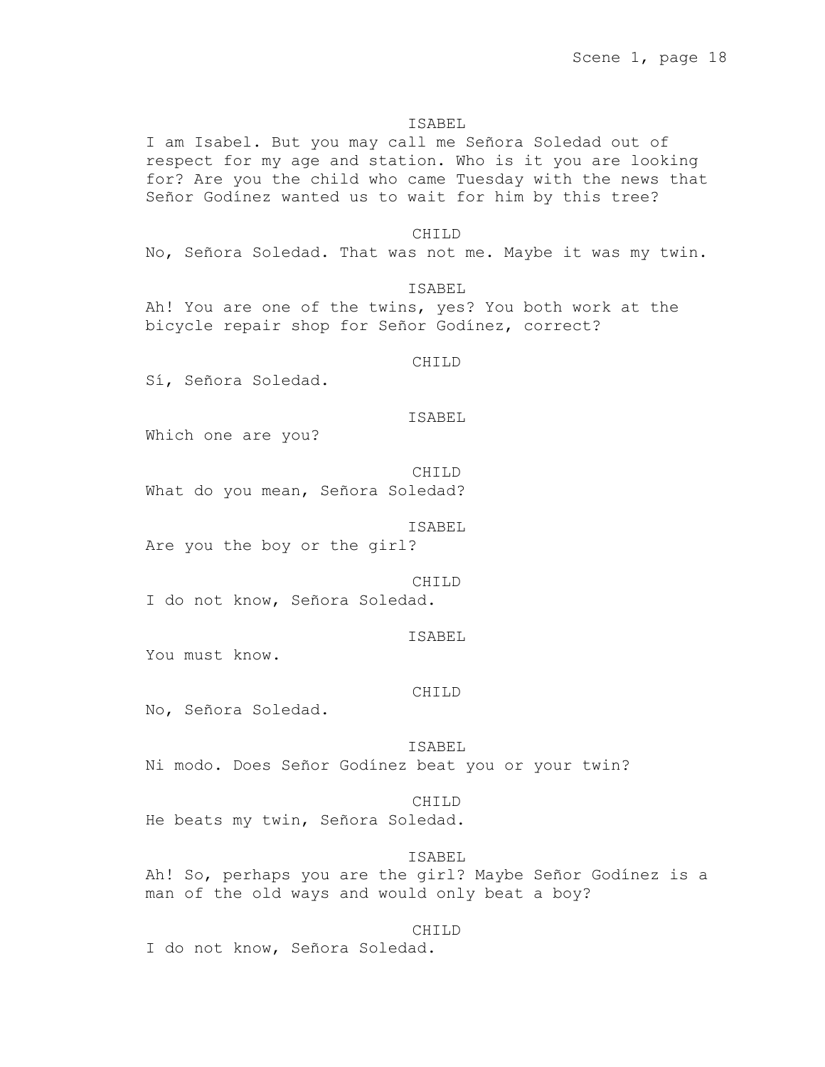ISABEL

I am Isabel. But you may call me Señora Soledad out of respect for my age and station. Who is it you are looking for? Are you the child who came Tuesday with the news that Señor Godínez wanted us to wait for him by this tree?

CHILD

No, Señora Soledad. That was not me. Maybe it was my twin.

ISABEL

Ah! You are one of the twins, yes? You both work at the bicycle repair shop for Señor Godínez, correct?

CHILD

Sí, Señora Soledad.

ISABEL

Which one are you?

CHILD

What do you mean, Señora Soledad?

ISABEL

Are you the boy or the girl?

CHILD

I do not know, Señora Soledad.

ISABEL

You must know.

CHILD

No, Señora Soledad.

ISABEL

Ni modo. Does Señor Godínez beat you or your twin?

CHILD

He beats my twin, Señora Soledad.

ISABEL

Ah! So, perhaps you are the girl? Maybe Señor Godínez is a man of the old ways and would only beat a boy?

CHILD

I do not know, Señora Soledad.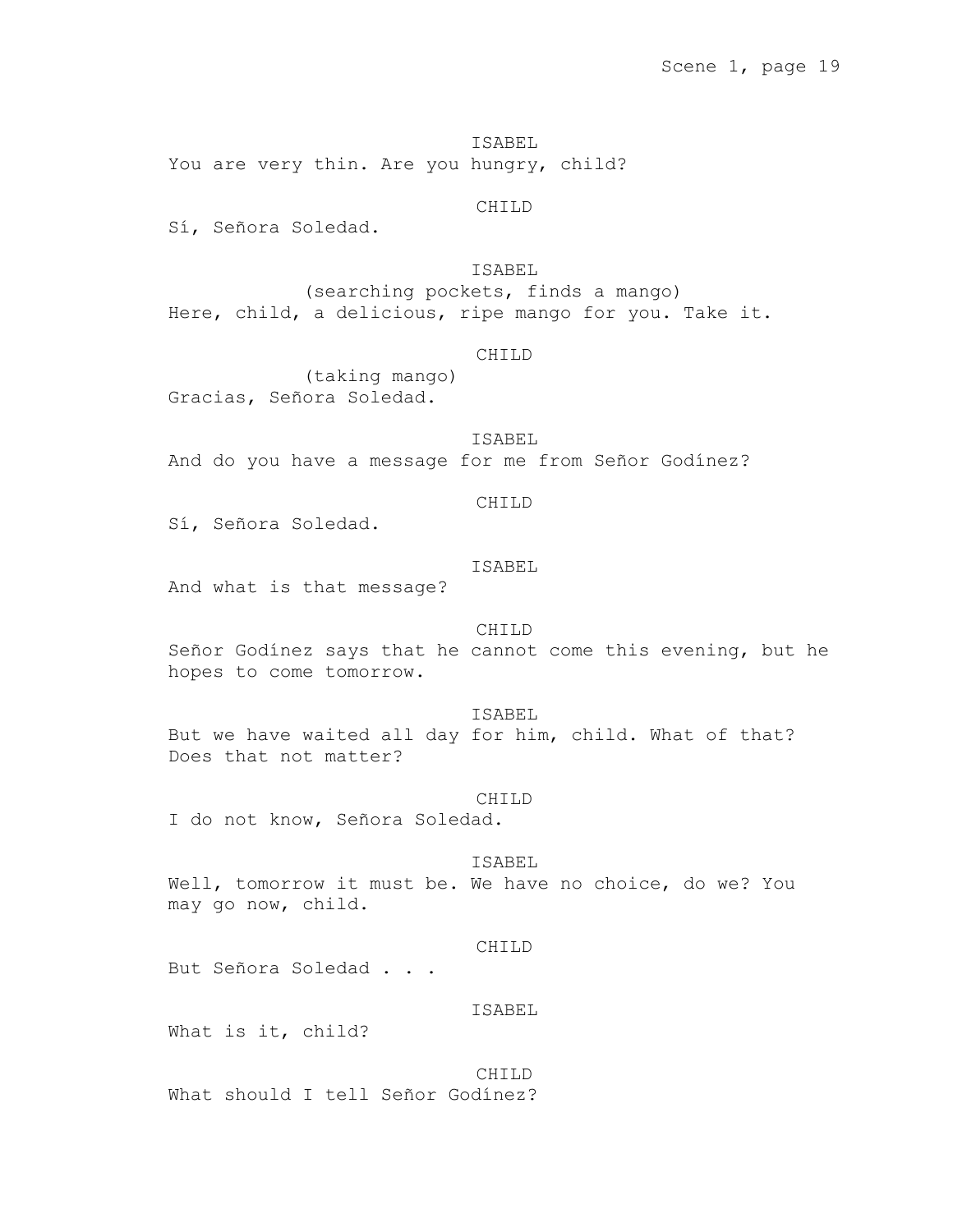ISABEL

You are very thin. Are you hungry, child?

CHILD

Sí, Señora Soledad.

ISABEL

(searching pockets, finds a mango)

Here, child, a delicious, ripe mango for you. Take it.

CHILD

(taking mango)

Gracias, Señora Soledad.

ISABEL

And do you have a message for me from Señor Godínez?

CHILD

Sí, Señora Soledad.

ISABEL

And what is that message?

CHILD

Señor Godínez says that he cannot come this evening, but he hopes to come tomorrow.

ISABEL

But we have waited all day for him, child. What of that? Does that not matter?

CHILD

I do not know, Señora Soledad.

ISABEL

Well, tomorrow it must be. We have no choice, do we? You may go now, child.

CHILD

But Señora Soledad . . .

ISABEL

What is it, child?

CHILD

What should I tell Señor Godínez?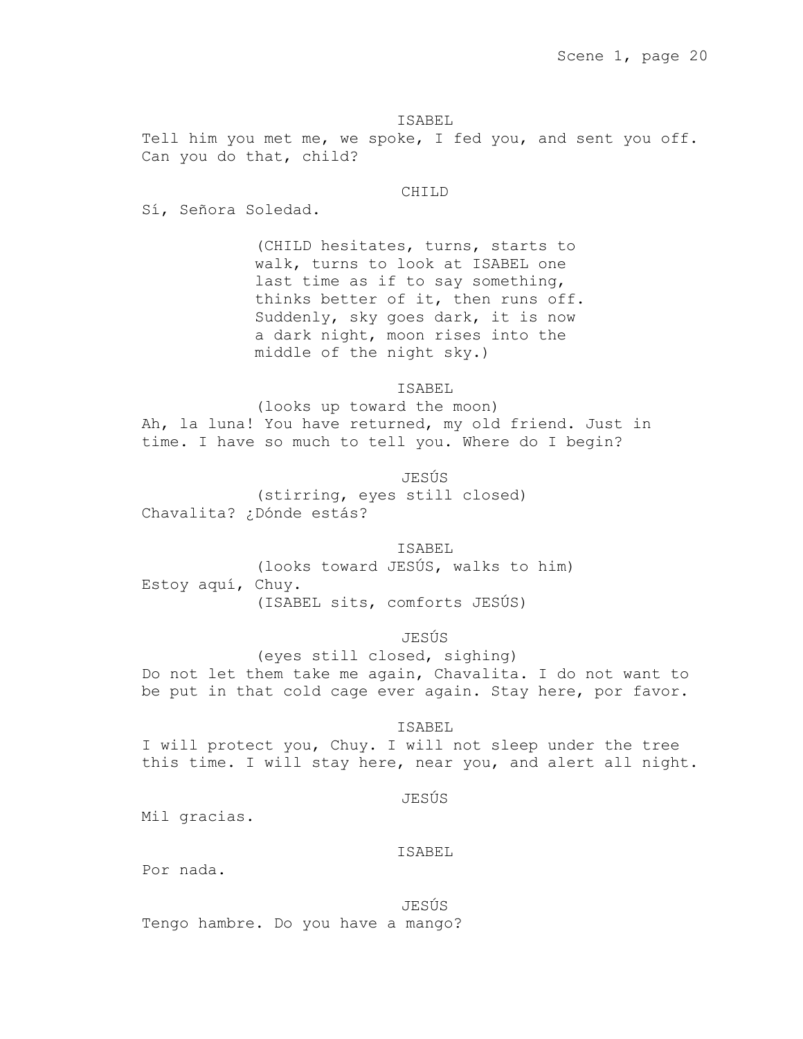ISABEL

Tell him you met me, we spoke, I fed you, and sent you off. Can you do that, child?

CHILD

Sí, Señora Soledad.

(CHILD hesitates, turns, starts to walk, turns to look at ISABEL one last time as if to say something, thinks better of it, then runs off. Suddenly, sky goes dark, it is now a dark night, moon rises into the middle of the night sky.)

ISABEL

(looks up toward the moon)

Ah, la luna! You have returned, my old friend. Just in time. I have so much to tell you. Where do I begin?

JESÚS

(stirring, eyes still closed)

Chavalita? ¿Dónde estás?

ISABEL

(looks toward JESÚS, walks to him)

Estoy aquí, Chuy.

(ISABEL sits, comforts JESÚS)

JESÚS

(eyes still closed, sighing)

Do not let them take me again, Chavalita. I do not want to be put in that cold cage ever again. Stay here, por favor.

ISABEL

I will protect you, Chuy. I will not sleep under the tree this time. I will stay here, near you, and alert all night.

JESÚS

Mil gracias.

ISABEL

Por nada.

JESÚS

Tengo hambre. Do you have a mango?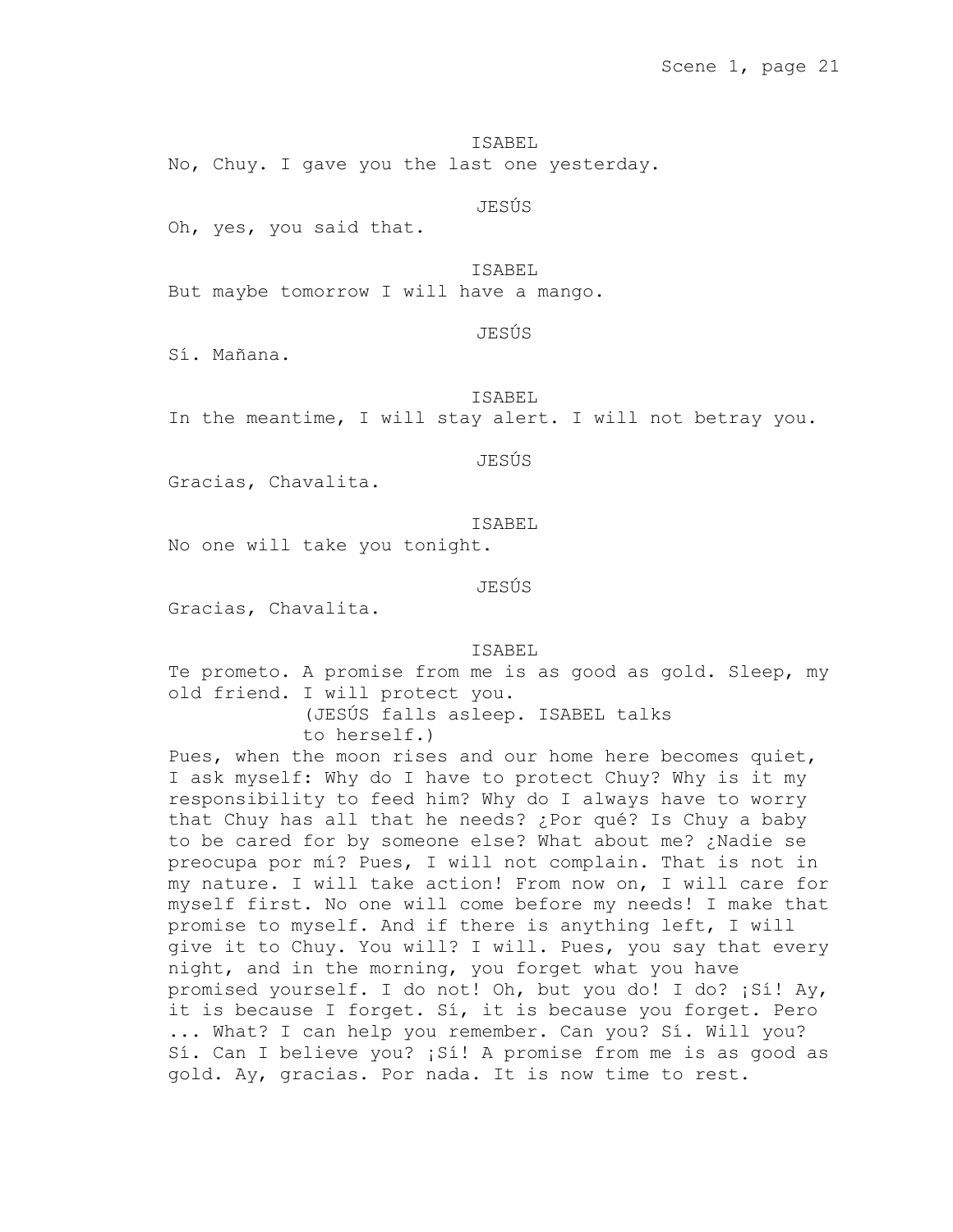ISABEL

No, Chuy. I gave you the last one yesterday.

JESÚS

Oh, yes, you said that.

ISABEL

But maybe tomorrow I will have a mango.

JESÚS

Sí. Mañana.

ISABEL

In the meantime, I will stay alert. I will not betray you.

JESÚS

Gracias, Chavalita.

ISABEL

No one will take you tonight.

JESÚS

Gracias, Chavalita.

ISABEL

Te prometo. A promise from me is as good as gold. Sleep, my old friend. I will protect you.

(JESÚS falls asleep. ISABEL talks to herself.)

Pues, when the moon rises and our home here becomes quiet, I ask myself: Why do I have to protect Chuy? Why is it my responsibility to feed him? Why do I always have to worry that Chuy has all that he needs? ¿Por qué? Is Chuy a baby to be cared for by someone else? What about me? ¿Nadie se preocupa por mí? Pues, I will not complain. That is not in my nature. I will take action! From now on, I will care for myself first. No one will come before my needs! I make that promise to myself. And if there is anything left, I will give it to Chuy. You will? I will. Pues, you say that every night, and in the morning, you forget what you have promised yourself. I do not! Oh, but you do! I do? ¡Sí! Ay, it is because I forget. Sí, it is because you forget. Pero ... What? I can help you remember. Can you? Sí. Will you? Sí. Can I believe you? ¡Sí! A promise from me is as good as gold. Ay, gracias. Por nada. It is now time to rest.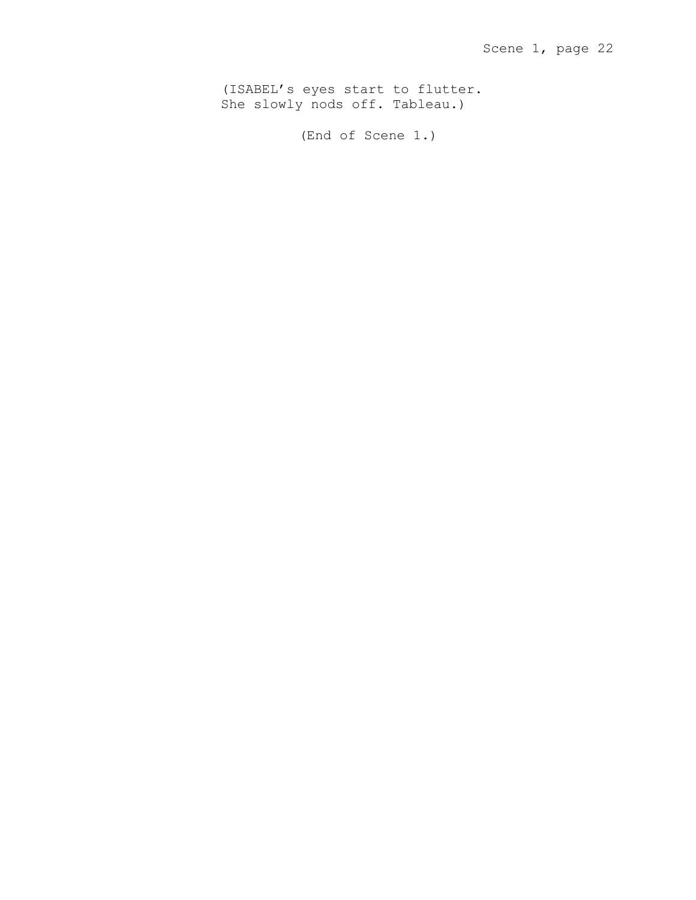(ISABEL’s eyes start to flutter.
She slowly nods off. Tableau.)

(End of Scene 1.)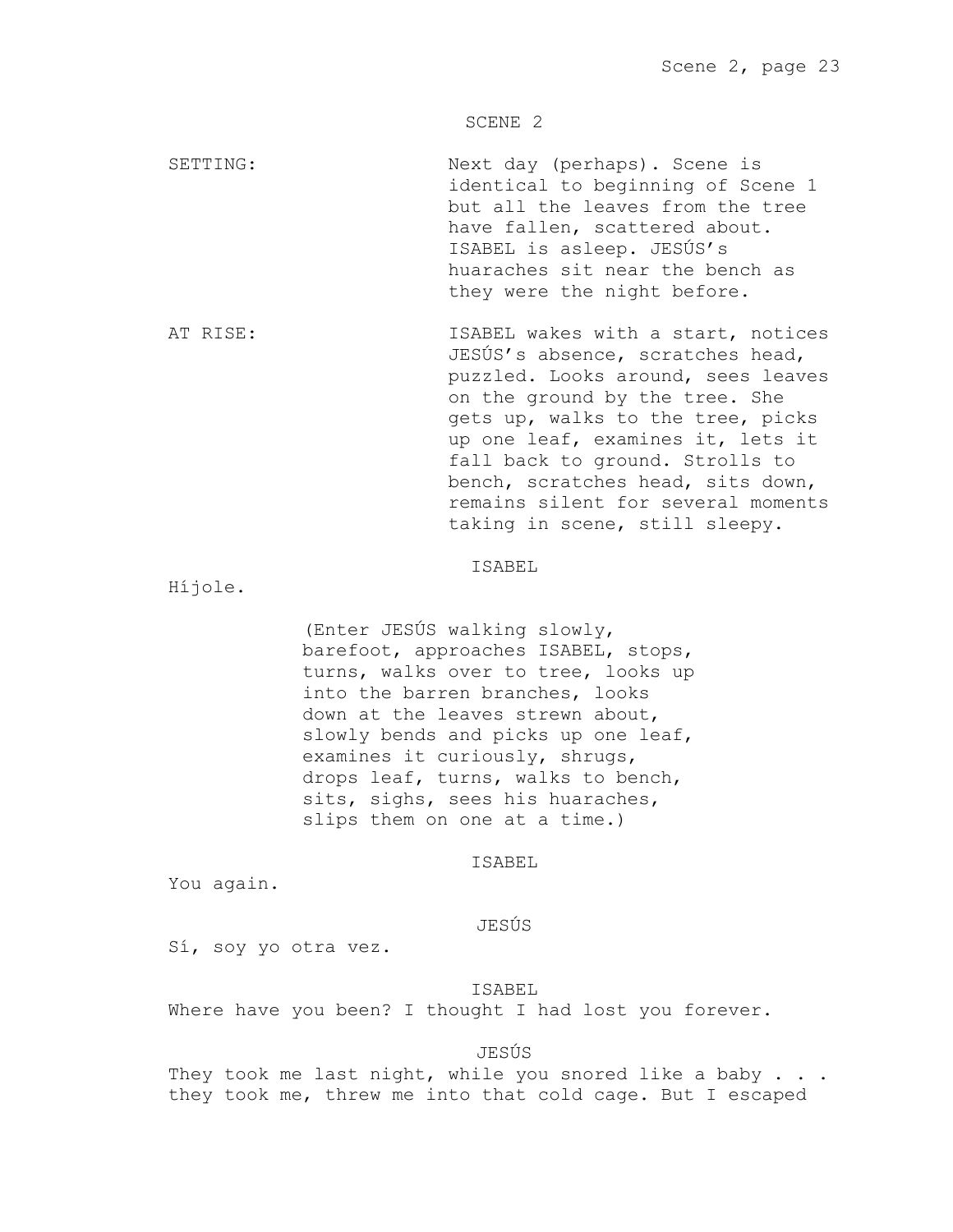## SCENE 2

SETTING: Next day (perhaps). Scene is identical to beginning of Scene 1 but all the leaves from the tree have fallen, scattered about. ISABEL is asleep. JESÚS's huaraches sit near the bench as they were the night before.

AT RISE: ISABEL wakes with a start, notices JESÚS's absence, scratches head, puzzled. Looks around, sees leaves on the ground by the tree. She gets up, walks to the tree, picks up one leaf, examines it, lets it fall back to ground. Strolls to bench, scratches head, sits down, remains silent for several moments taking in scene, still sleepy.

ISABEL

Híjole.

(Enter JESÚS walking slowly, barefoot, approaches ISABEL, stops, turns, walks over to tree, looks up into the barren branches, looks down at the leaves strewn about, slowly bends and picks up one leaf, examines it curiously, shrugs, drops leaf, turns, walks to bench, sits, sighs, sees his huaraches, slips them on one at a time.)

ISABEL

You again.

JESÚS

Sí, soy yo otra vez.

ISABEL

Where have you been? I thought I had lost you forever.

JESÚS

They took me last night, while you snored like a baby . . . they took me, threw me into that cold cage. But I escaped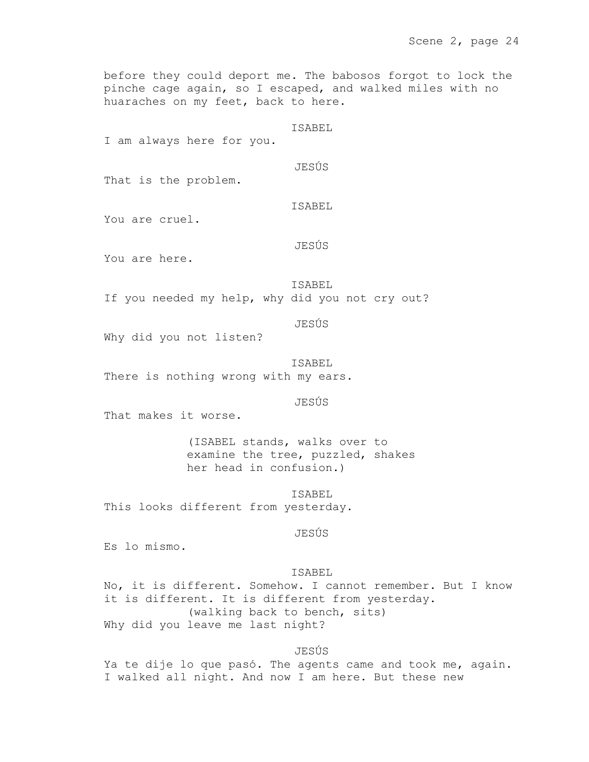before they could deport me. The babosos forgot to lock the pinche cage again, so I escaped, and walked miles with no huaraches on my feet, back to here.

ISABEL

I am always here for you.

JESÚS

That is the problem.

ISABEL

You are cruel.

JESÚS

You are here.

ISABEL

If you needed my help, why did you not cry out?

JESÚS

Why did you not listen?

ISABEL

There is nothing wrong with my ears.

JESÚS

That makes it worse.

(ISABEL stands, walks over to examine the tree, puzzled, shakes her head in confusion.)

ISABEL

This looks different from yesterday.

JESÚS

Es lo mismo.

ISABEL

No, it is different. Somehow. I cannot remember. But I know it is different. It is different from yesterday.

(walking back to bench, sits)

Why did you leave me last night?

JESÚS

Ya te dije lo que pasó. The agents came and took me, again. I walked all night. And now I am here. But these new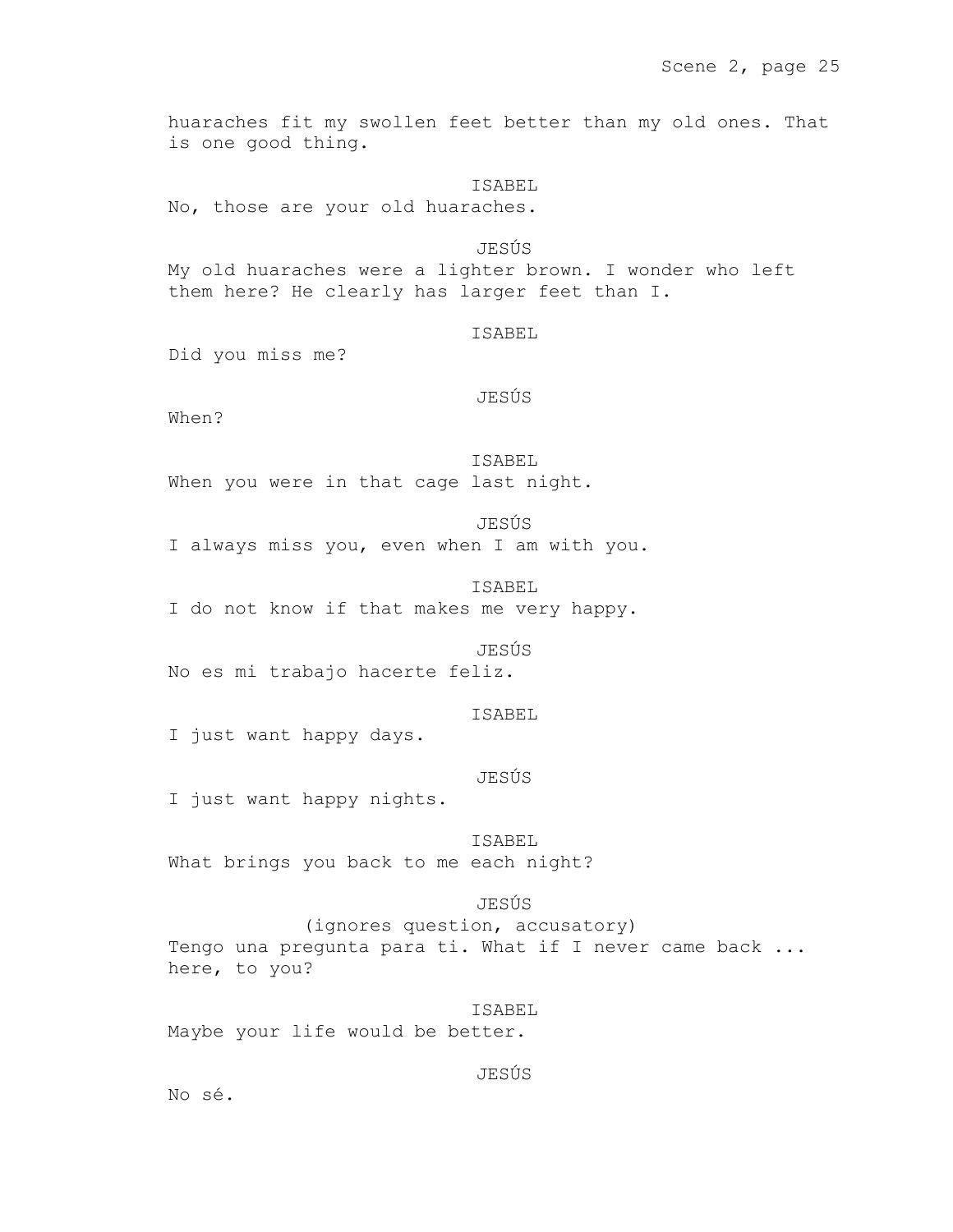huaraches fit my swollen feet better than my old ones. That is one good thing.

ISABEL

No, those are your old huaraches.

JESÚS

My old huaraches were a lighter brown. I wonder who left them here? He clearly has larger feet than I.

ISABEL

Did you miss me?

JESÚS

When?

ISABEL

When you were in that cage last night.

JESÚS

I always miss you, even when I am with you.

ISABEL

I do not know if that makes me very happy.

JESÚS

No es mi trabajo hacerte feliz.

ISABEL

I just want happy days.

JESÚS

I just want happy nights.

ISABEL

What brings you back to me each night?

JESÚS

(ignores question, accusatory)

Tengo una pregunta para ti. What if I never came back ... here, to you?

ISABEL

Maybe your life would be better.

JESÚS

No sé.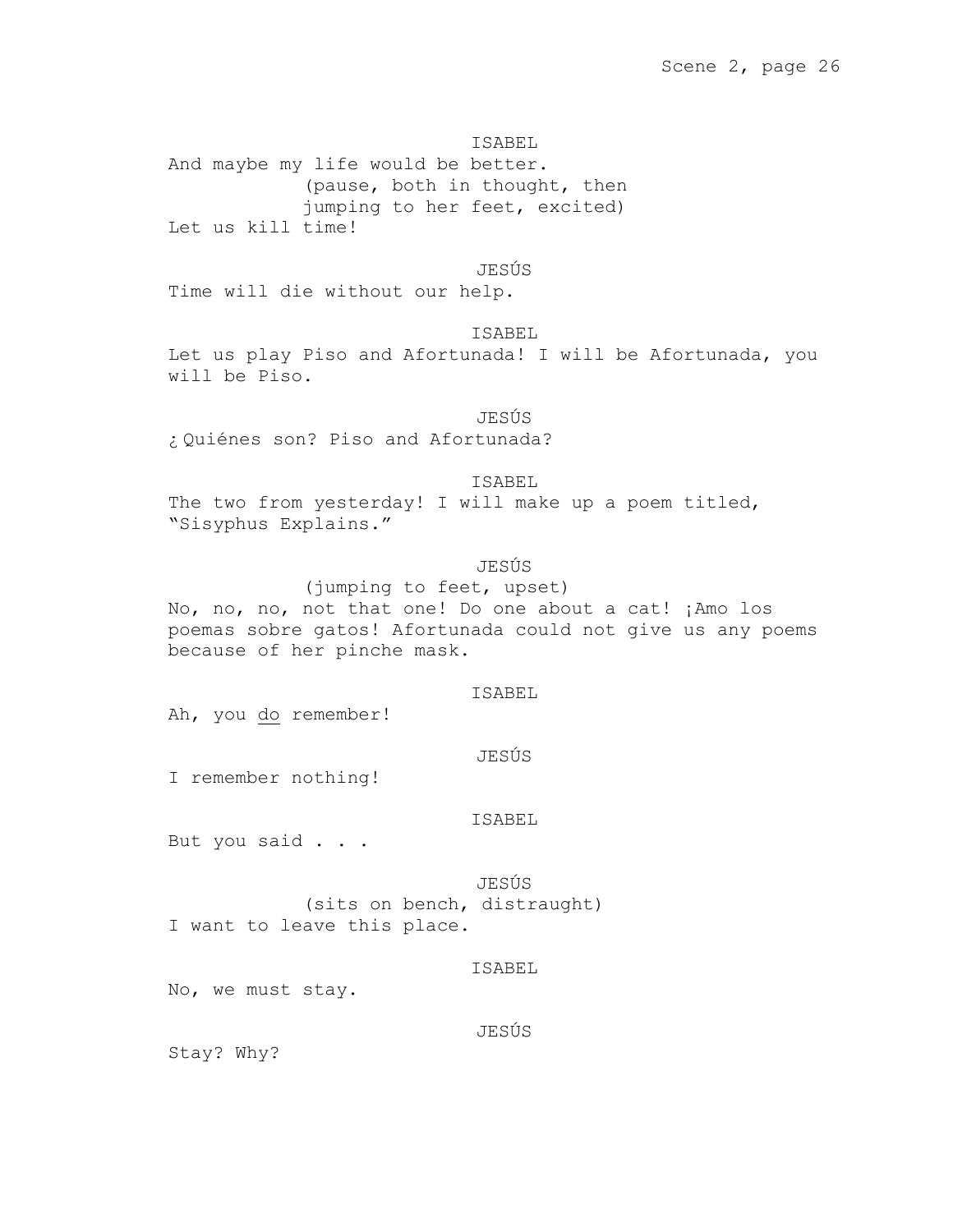ISABEL

And maybe my life would be better.

(pause, both in thought, then jumping to her feet, excited)

Let us kill time!

JESÚS

Time will die without our help.

ISABEL

Let us play Piso and Afortunada! I will be Afortunada, you will be Piso.

JESÚS

¿Quiénes son? Piso and Afortunada?

ISABEL

The two from yesterday! I will make up a poem titled, "Sisyphus Explains."

JESÚS

(jumping to feet, upset)

No, no, no, not that one! Do one about a cat! ¡Amo los poemas sobre gatos! Afortunada could not give us any poems because of her pinche mask.

ISABEL

Ah, you <u>do</u> remember!

JESÚS

I remember nothing!

ISABEL

But you said . . .

JESÚS

(sits on bench, distraught)

I want to leave this place.

ISABEL

No, we must stay.

JESÚS

Stay? Why?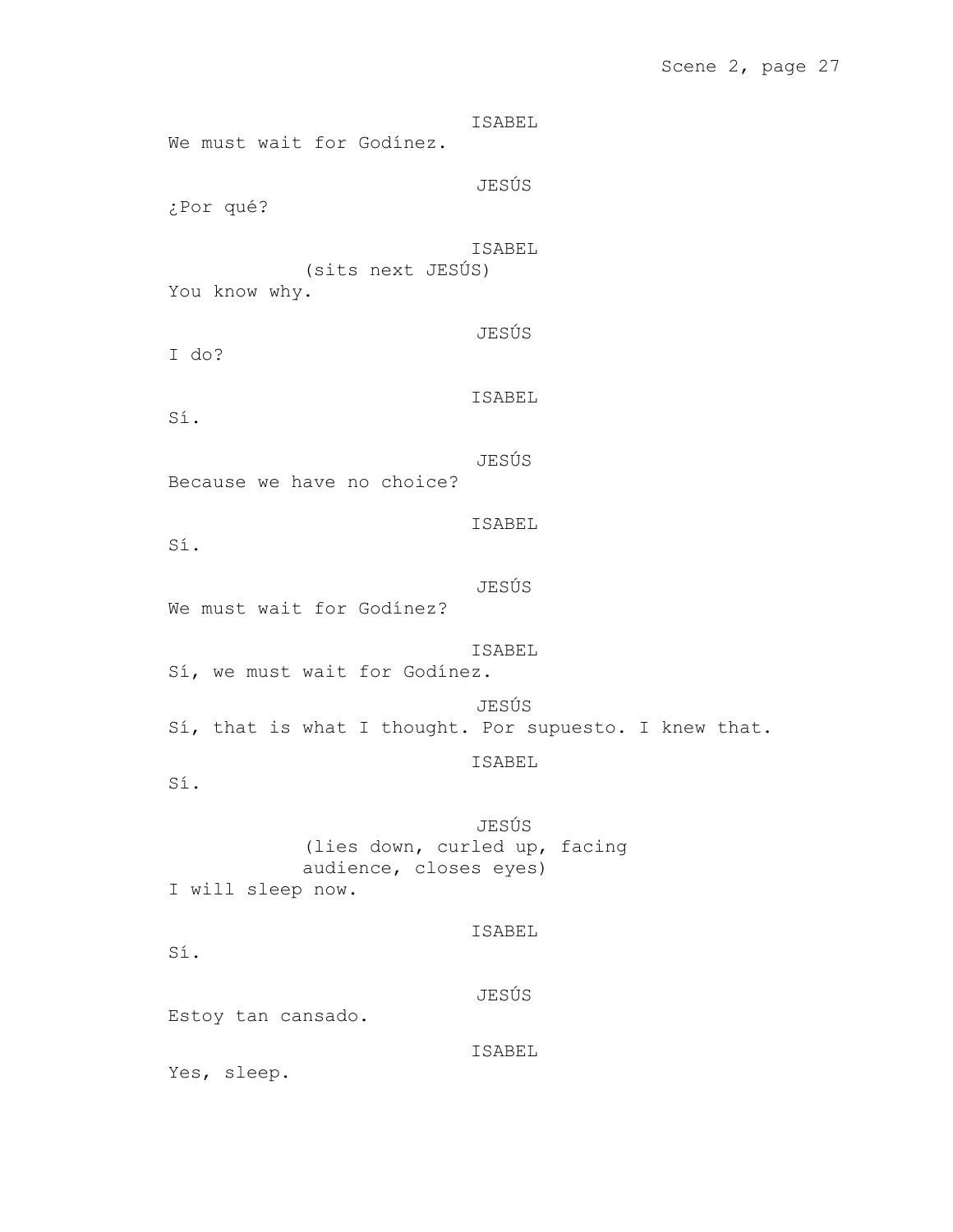ISABEL

We must wait for Godínez.

JESÚS

¿Por qué?

ISABEL

(sits next JESÚS)

You know why.

JESÚS

I do?

ISABEL

Sí.

JESÚS

Because we have no choice?

ISABEL

Sí.

JESÚS

We must wait for Godínez?

ISABEL

Sí, we must wait for Godínez.

JESÚS

Sí, that is what I thought. Por supuesto. I knew that.

ISABEL

Sí.

JESÚS

(lies down, curled up, facing audience, closes eyes)

I will sleep now.

ISABEL

Sí.

JESÚS

Estoy tan cansado.

ISABEL

Yes, sleep.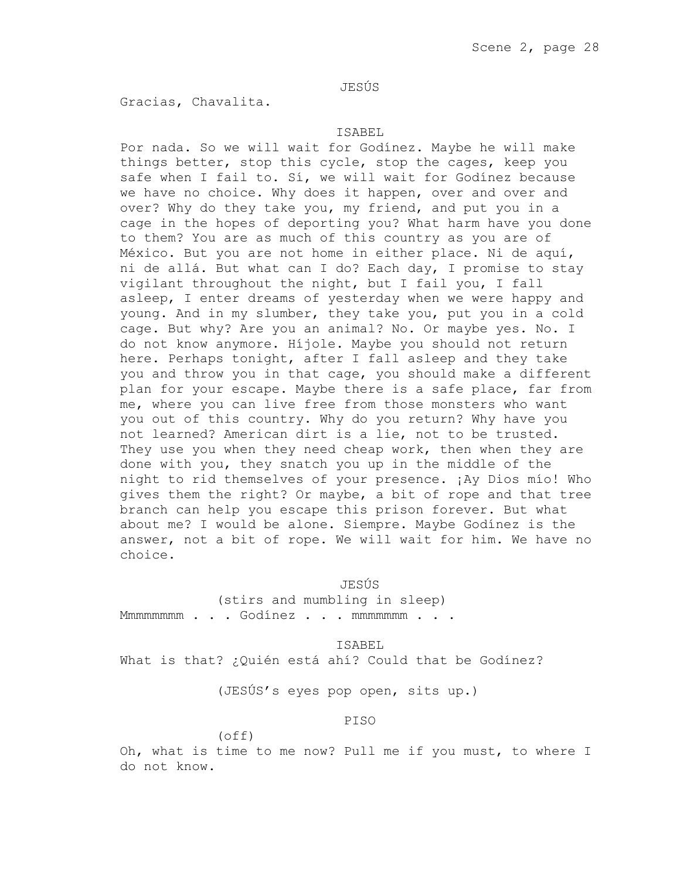JESÚS

Gracias, Chavalita.

ISABEL

Por nada. So we will wait for Godínez. Maybe he will make things better, stop this cycle, stop the cages, keep you safe when I fail to. Sí, we will wait for Godínez because we have no choice. Why does it happen, over and over and over? Why do they take you, my friend, and put you in a cage in the hopes of deporting you? What harm have you done to them? You are as much of this country as you are of México. But you are not home in either place. Ni de aquí, ni de allá. But what can I do? Each day, I promise to stay vigilant throughout the night, but I fail you, I fall asleep, I enter dreams of yesterday when we were happy and young. And in my slumber, they take you, put you in a cold cage. But why? Are you an animal? No. Or maybe yes. No. I do not know anymore. Híjole. Maybe you should not return here. Perhaps tonight, after I fall asleep and they take you and throw you in that cage, you should make a different plan for your escape. Maybe there is a safe place, far from me, where you can live free from those monsters who want you out of this country. Why do you return? Why have you not learned? American dirt is a lie, not to be trusted. They use you when they need cheap work, then when they are done with you, they snatch you up in the middle of the night to rid themselves of your presence. ¡Ay Dios mío! Who gives them the right? Or maybe, a bit of rope and that tree branch can help you escape this prison forever. But what about me? I would be alone. Siempre. Maybe Godínez is the answer, not a bit of rope. We will wait for him. We have no choice.

JESÚS

(stirs and mumbling in sleep)

Mmmmmmmm . . . Godínez . . . mmmmmmm . . .

ISABEL

What is that? ¿Quién está ahí? Could that be Godínez?

(JESÚS's eyes pop open, sits up.)

PISO

(off)

Oh, what is time to me now? Pull me if you must, to where I do not know.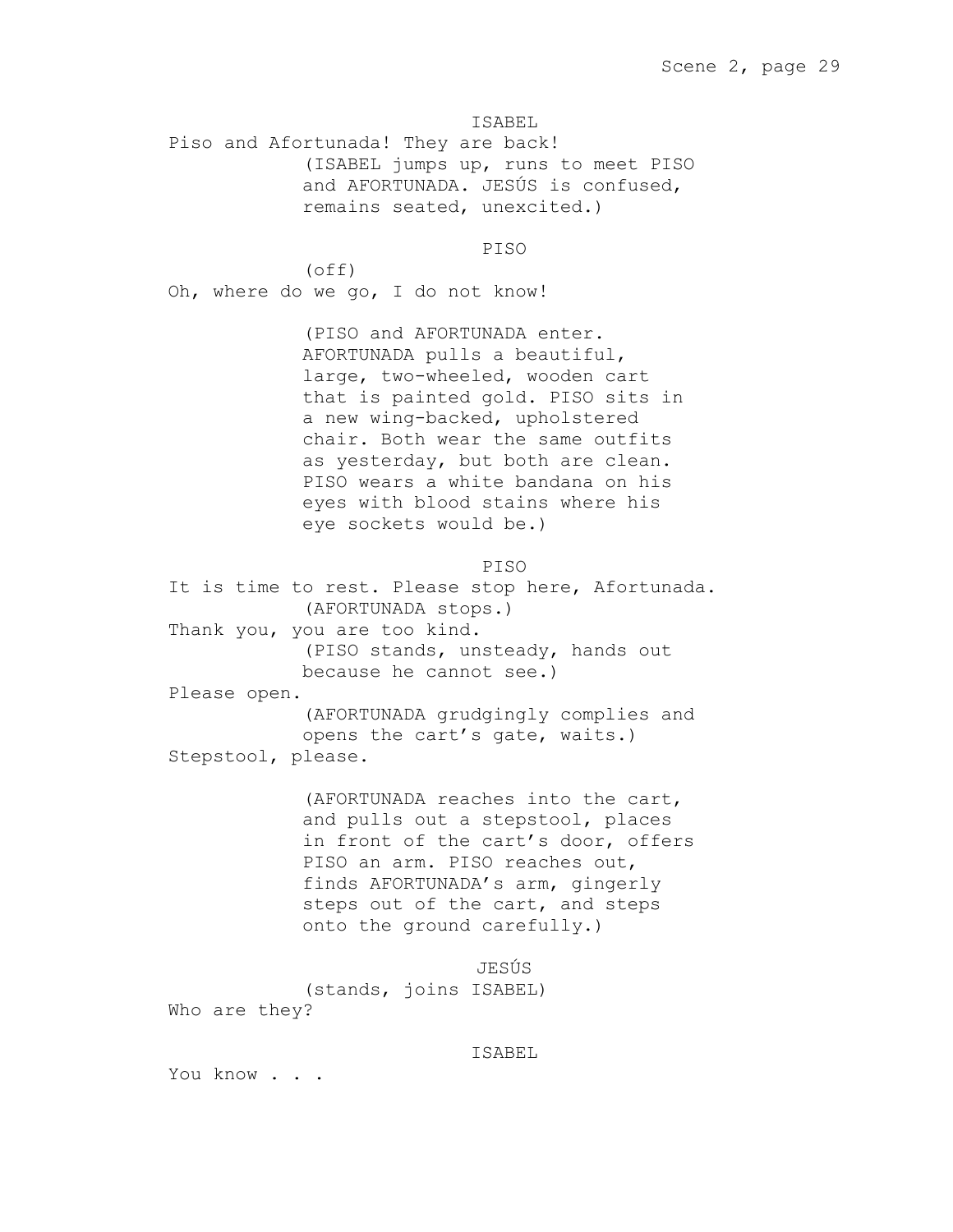ISABEL

Piso and Afortunada! They are back!

(ISABEL jumps up, runs to meet PISO and AFORTUNADA. JESÚS is confused, remains seated, unexcited.)

PISO

(off)

Oh, where do we go, I do not know!

(PISO and AFORTUNADA enter. AFORTUNADA pulls a beautiful, large, two-wheeled, wooden cart that is painted gold. PISO sits in a new wing-backed, upholstered chair. Both wear the same outfits as yesterday, but both are clean. PISO wears a white bandana on his eyes with blood stains where his eye sockets would be.)

PISO

It is time to rest. Please stop here, Afortunada.

(AFORTUNADA stops.)

Thank you, you are too kind.

(PISO stands, unsteady, hands out because he cannot see.)

Please open.

(AFORTUNADA grudgingly complies and opens the cart's gate, waits.)

Stepstool, please.

(AFORTUNADA reaches into the cart, and pulls out a stepstool, places in front of the cart's door, offers PISO an arm. PISO reaches out, finds AFORTUNADA's arm, gingerly steps out of the cart, and steps onto the ground carefully.)

JESÚS

(stands, joins ISABEL)

Who are they?

ISABEL

You know . . .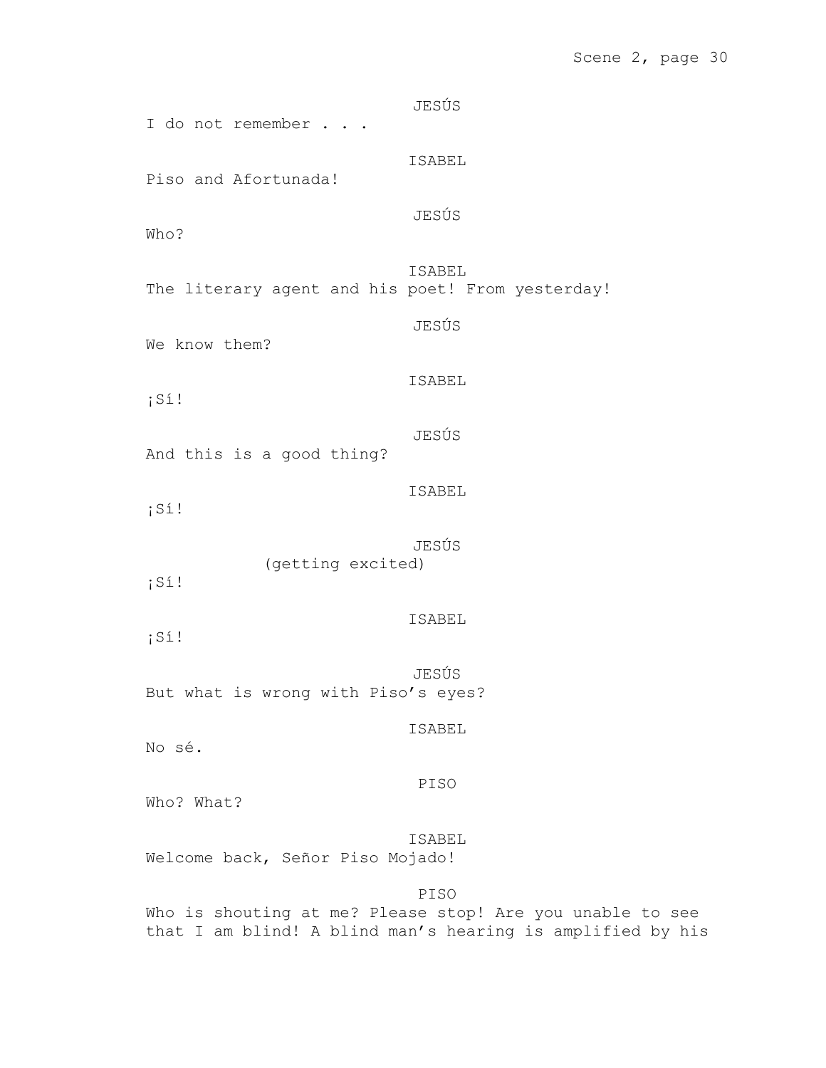JESÚS

I do not remember . . .

ISABEL

Piso and Afortunada!

JESÚS

Who?

ISABEL

The literary agent and his poet! From yesterday!

JESÚS

We know them?

ISABEL

¡Sí!

JESÚS

And this is a good thing?

ISABEL

¡Sí!

JESÚS

(getting excited)

¡Sí!

ISABEL

¡Sí!

JESÚS

But what is wrong with Piso's eyes?

ISABEL

No sé.

PISO

Who? What?

ISABEL

Welcome back, Señor Piso Mojado!

PISO

Who is shouting at me? Please stop! Are you unable to see that I am blind! A blind man's hearing is amplified by his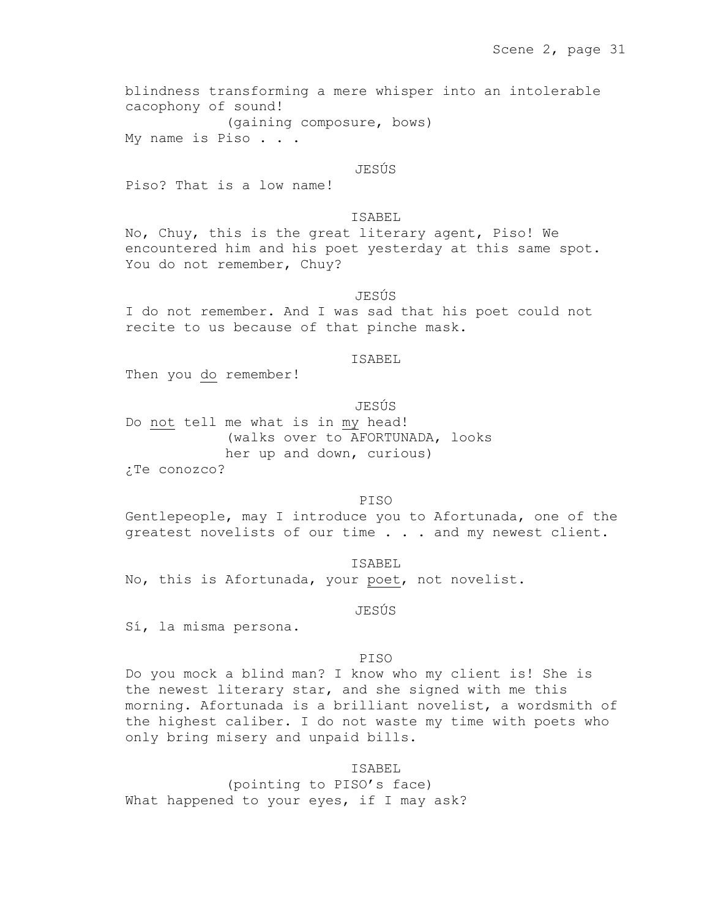blindness transforming a mere whisper into an intolerable cacophony of sound!

(gaining composure, bows)

My name is Piso . . .

JESÚS

Piso? That is a low name!

ISABEL

No, Chuy, this is the great literary agent, Piso! We encountered him and his poet yesterday at this same spot. You do not remember, Chuy?

JESÚS

I do not remember. And I was sad that his poet could not recite to us because of that pinche mask.

ISABEL

Then you <u>do</u> remember!

JESÚS

Do <u>not</u> tell me what is in <u>my</u> head!

(walks over to AFORTUNADA, looks her up and down, curious)

¿Te conozco?

PISO

Gentlepeople, may I introduce you to Afortunada, one of the greatest novelists of our time . . . and my newest client.

ISABEL

No, this is Afortunada, your <u>poet</u>, not novelist.

JESÚS

Sí, la misma persona.

PISO

Do you mock a blind man? I know who my client is! She is the newest literary star, and she signed with me this morning. Afortunada is a brilliant novelist, a wordsmith of the highest caliber. I do not waste my time with poets who only bring misery and unpaid bills.

ISABEL

(pointing to PISO's face)

What happened to your eyes, if I may ask?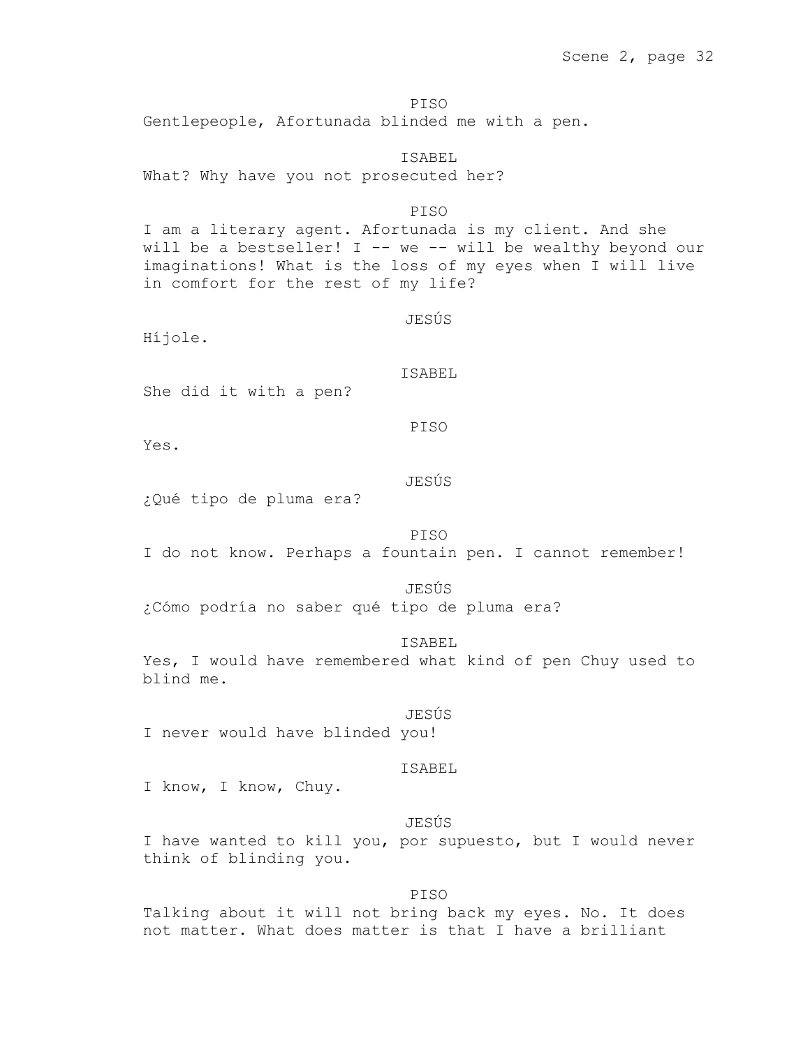PISO
Gentlepeople, Afortunada blinded me with a pen.

ISABEL
What? Why have you not prosecuted her?

PISO
I am a literary agent. Afortunada is my client. And she will be a bestseller! I -- we -- will be wealthy beyond our imaginations! What is the loss of my eyes when I will live in comfort for the rest of my life?

JESÚS
Híjole.

ISABEL
She did it with a pen?

PISO
Yes.

JESÚS
¿Qué tipo de pluma era?

PISO
I do not know. Perhaps a fountain pen. I cannot remember!

JESÚS
¿Cómo podría no saber qué tipo de pluma era?

ISABEL
Yes, I would have remembered what kind of pen Chuy used to blind me.

JESÚS
I never would have blinded you!

ISABEL
I know, I know, Chuy.

JESÚS
I have wanted to kill you, por supuesto, but I would never think of blinding you.

PISO
Talking about it will not bring back my eyes. No. It does not matter. What does matter is that I have a brilliant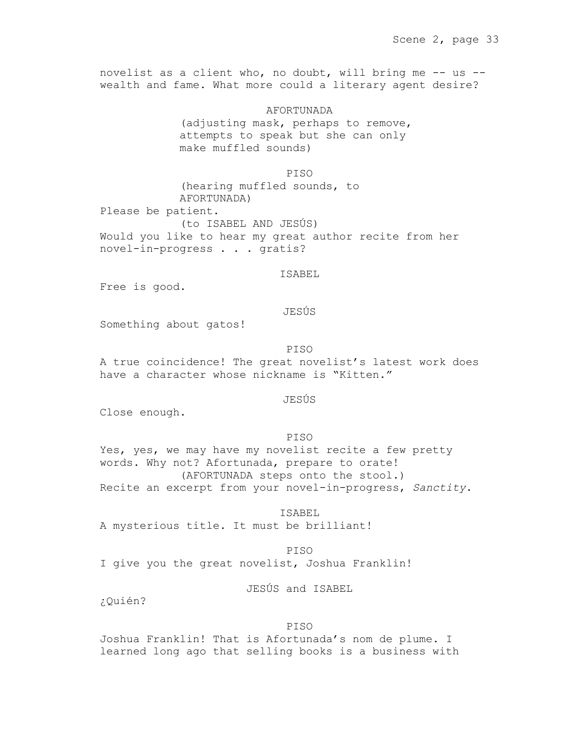novelist as a client who, no doubt, will bring me -- us -- wealth and fame. What more could a literary agent desire?

AFORTUNADA

(adjusting mask, perhaps to remove, attempts to speak but she can only make muffled sounds)

PISO

(hearing muffled sounds, to AFORTUNADA)

Please be patient.

(to ISABEL AND JESÚS)

Would you like to hear my great author recite from her novel-in-progress . . . gratis?

ISABEL

Free is good.

JESÚS

Something about gatos!

PISO

A true coincidence! The great novelist's latest work does have a character whose nickname is "Kitten."

JESÚS

Close enough.

PISO

Yes, yes, we may have my novelist recite a few pretty words. Why not? Afortunada, prepare to orate!

(AFORTUNADA steps onto the stool.)

Recite an excerpt from your novel-in-progress, *Sanctity*.

ISABEL

A mysterious title. It must be brilliant!

PISO

I give you the great novelist, Joshua Franklin!

JESÚS and ISABEL

¿Quién?

PISO

Joshua Franklin! That is Afortunada's nom de plume. I learned long ago that selling books is a business with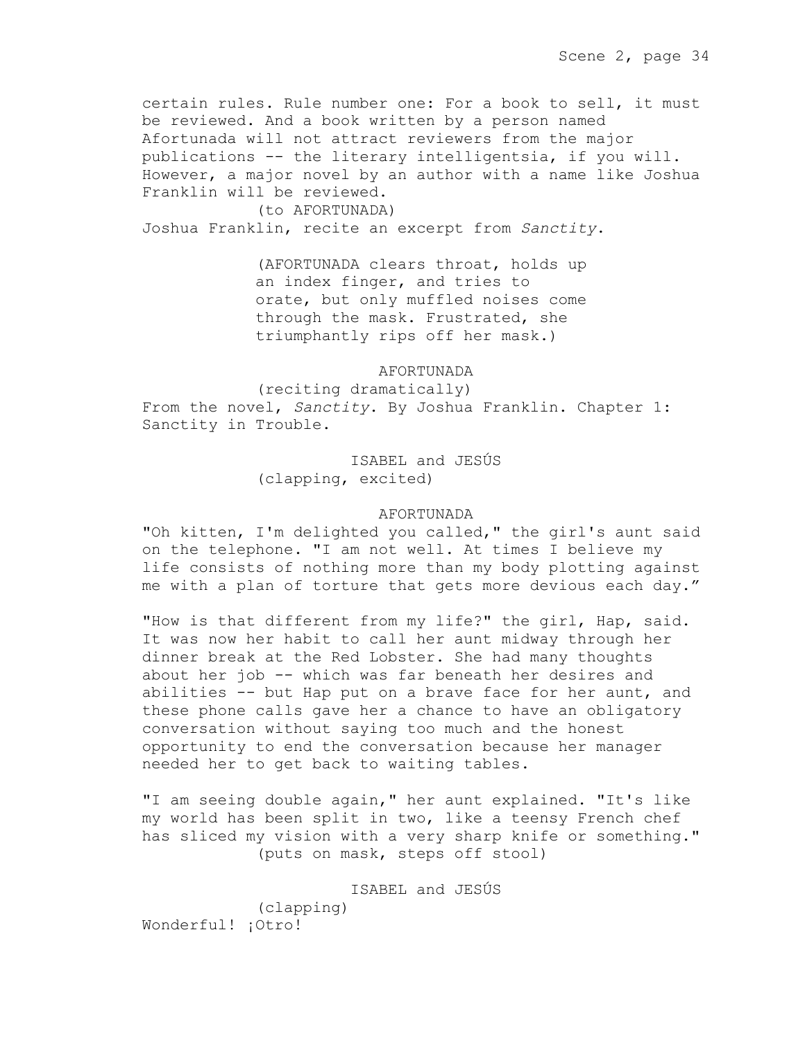certain rules. Rule number one: For a book to sell, it must be reviewed. And a book written by a person named Afortunada will not attract reviewers from the major publications -- the literary intelligentsia, if you will. However, a major novel by an author with a name like Joshua Franklin will be reviewed.

(to AFORTUNADA)

Joshua Franklin, recite an excerpt from *Sanctity*.

(AFORTUNADA clears throat, holds up an index finger, and tries to orate, but only muffled noises come through the mask. Frustrated, she triumphantly rips off her mask.)

AFORTUNADA

(reciting dramatically)

From the novel, *Sanctity*. By Joshua Franklin. Chapter 1: Sanctity in Trouble.

ISABEL and JESÚS

(clapping, excited)

AFORTUNADA

"Oh kitten, I'm delighted you called," the girl's aunt said on the telephone. "I am not well. At times I believe my life consists of nothing more than my body plotting against me with a plan of torture that gets more devious each day."

"How is that different from my life?" the girl, Hap, said. It was now her habit to call her aunt midway through her dinner break at the Red Lobster. She had many thoughts about her job -- which was far beneath her desires and abilities -- but Hap put on a brave face for her aunt, and these phone calls gave her a chance to have an obligatory conversation without saying too much and the honest opportunity to end the conversation because her manager needed her to get back to waiting tables.

"I am seeing double again," her aunt explained. "It's like my world has been split in two, like a teensy French chef has sliced my vision with a very sharp knife or something."

(puts on mask, steps off stool)

ISABEL and JESÚS

(clapping)

Wonderful! ¡Otro!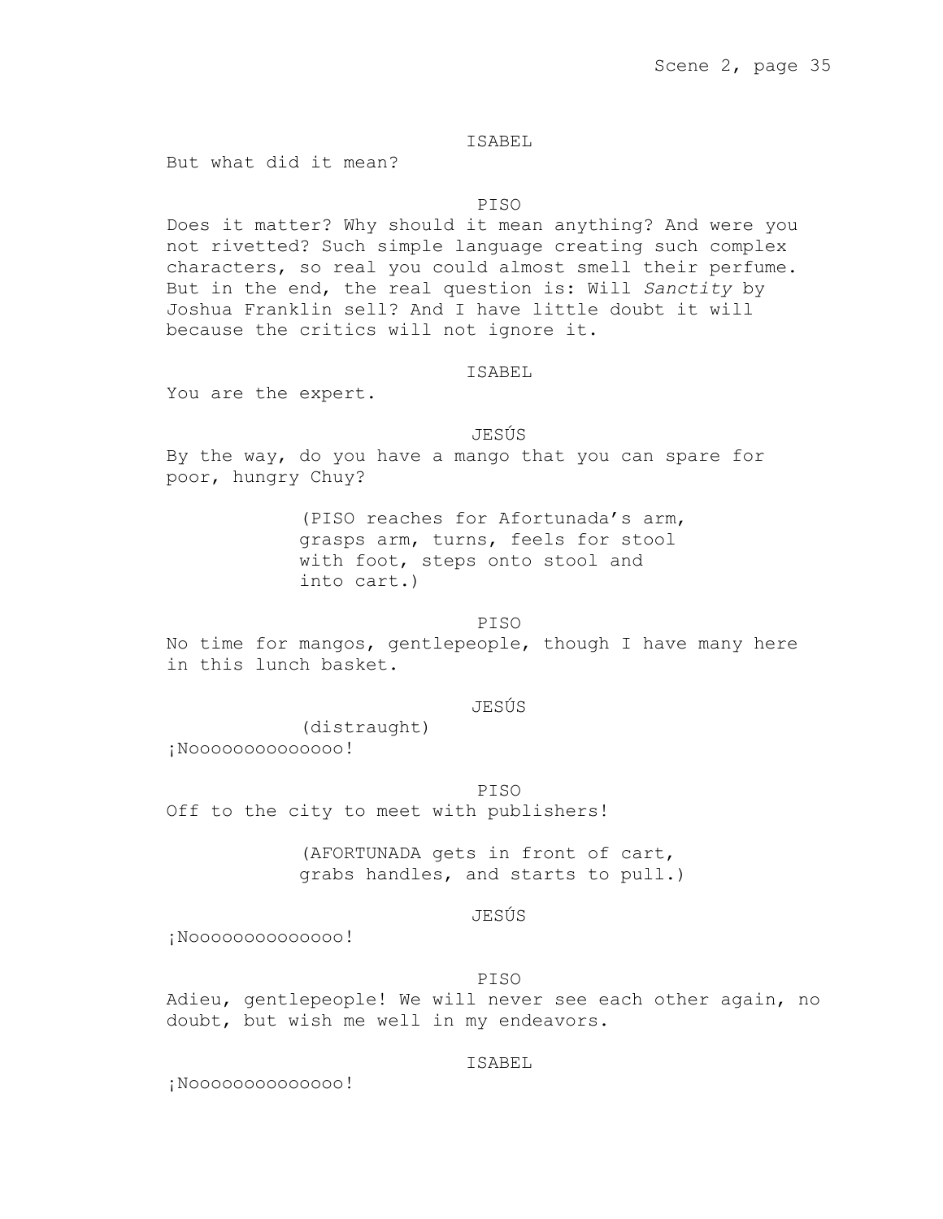ISABEL

But what did it mean?

PISO

Does it matter? Why should it mean anything? And were you not rivetted? Such simple language creating such complex characters, so real you could almost smell their perfume. But in the end, the real question is: Will *Sanctity* by Joshua Franklin sell? And I have little doubt it will because the critics will not ignore it.

ISABEL

You are the expert.

JESÚS

By the way, do you have a mango that you can spare for poor, hungry Chuy?

(PISO reaches for Afortunada's arm, grasps arm, turns, feels for stool with foot, steps onto stool and into cart.)

PISO

No time for mangos, gentlepeople, though I have many here in this lunch basket.

JESÚS

(distraught)

¡Noooooooooooooo!

PISO

Off to the city to meet with publishers!

(AFORTUNADA gets in front of cart, grabs handles, and starts to pull.)

JESÚS

¡Noooooooooooooo!

PISO

Adieu, gentlepeople! We will never see each other again, no doubt, but wish me well in my endeavors.

ISABEL

¡Noooooooooooooo!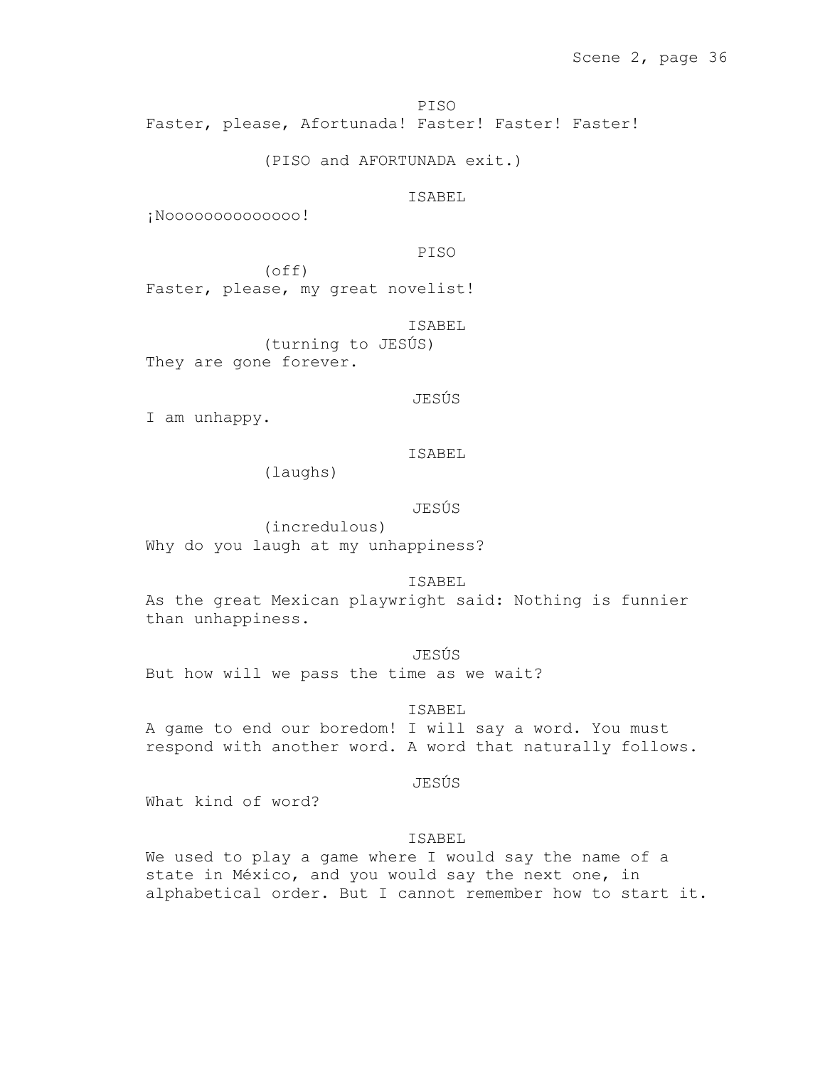PISO
Faster, please, Afortunada! Faster! Faster! Faster!

(PISO and AFORTUNADA exit.)

ISABEL
¡Noooooooooooooo!

PISO
(off)
Faster, please, my great novelist!

ISABEL
(turning to JESÚS)
They are gone forever.

JESÚS
I am unhappy.

ISABEL
(laughs)

JESÚS
(incredulous)
Why do you laugh at my unhappiness?

ISABEL
As the great Mexican playwright said: Nothing is funnier than unhappiness.

JESÚS
But how will we pass the time as we wait?

ISABEL
A game to end our boredom! I will say a word. You must respond with another word. A word that naturally follows.

JESÚS
What kind of word?

ISABEL
We used to play a game where I would say the name of a state in México, and you would say the next one, in alphabetical order. But I cannot remember how to start it.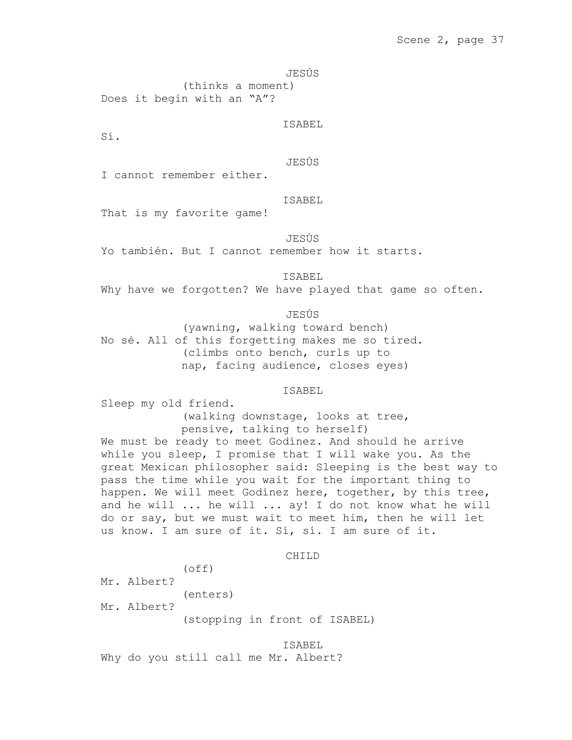JESÚS

(thinks a moment)

Does it begin with an "A"?

ISABEL

Sí.

JESÚS

I cannot remember either.

ISABEL

That is my favorite game!

JESÚS

Yo también. But I cannot remember how it starts.

ISABEL

Why have we forgotten? We have played that game so often.

JESÚS

(yawning, walking toward bench)

No sé. All of this forgetting makes me so tired.

(climbs onto bench, curls up to nap, facing audience, closes eyes)

ISABEL

Sleep my old friend.

(walking downstage, looks at tree, pensive, talking to herself)

We must be ready to meet Godínez. And should he arrive while you sleep, I promise that I will wake you. As the great Mexican philosopher said: Sleeping is the best way to pass the time while you wait for the important thing to happen. We will meet Godínez here, together, by this tree, and he will ... he will ... ay! I do not know what he will do or say, but we must wait to meet him, then he will let us know. I am sure of it. Sí, sí. I am sure of it.

CHILD

(off)

Mr. Albert?

(enters)

Mr. Albert?

(stopping in front of ISABEL)

ISABEL

Why do you still call me Mr. Albert?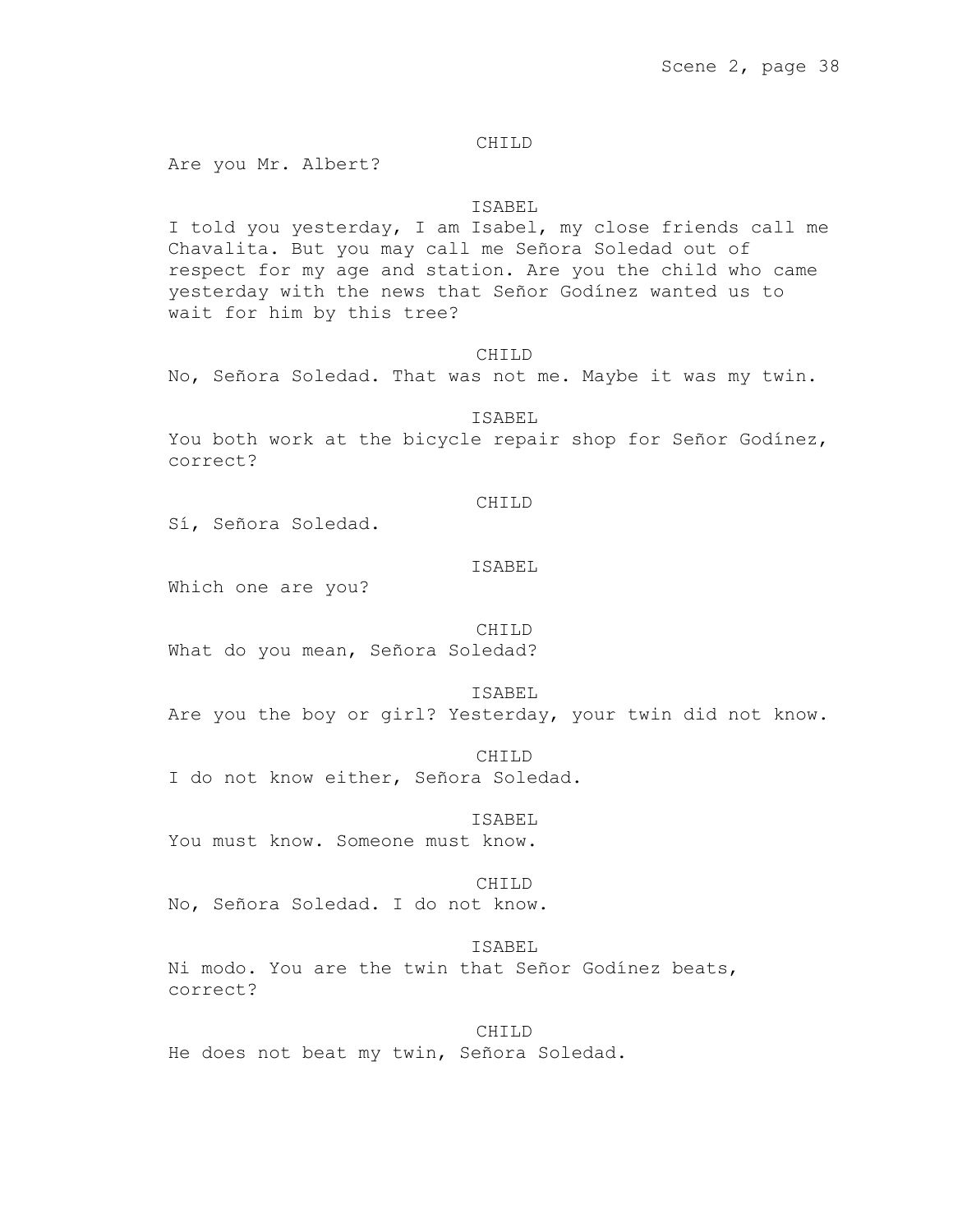CHILD

Are you Mr. Albert?

ISABEL

I told you yesterday, I am Isabel, my close friends call me Chavalita. But you may call me Señora Soledad out of respect for my age and station. Are you the child who came yesterday with the news that Señor Godínez wanted us to wait for him by this tree?

CHILD

No, Señora Soledad. That was not me. Maybe it was my twin.

ISABEL

You both work at the bicycle repair shop for Señor Godínez, correct?

CHILD

Sí, Señora Soledad.

ISABEL

Which one are you?

CHILD

What do you mean, Señora Soledad?

ISABEL

Are you the boy or girl? Yesterday, your twin did not know.

CHILD

I do not know either, Señora Soledad.

ISABEL

You must know. Someone must know.

CHILD

No, Señora Soledad. I do not know.

ISABEL

Ni modo. You are the twin that Señor Godínez beats, correct?

CHILD

He does not beat my twin, Señora Soledad.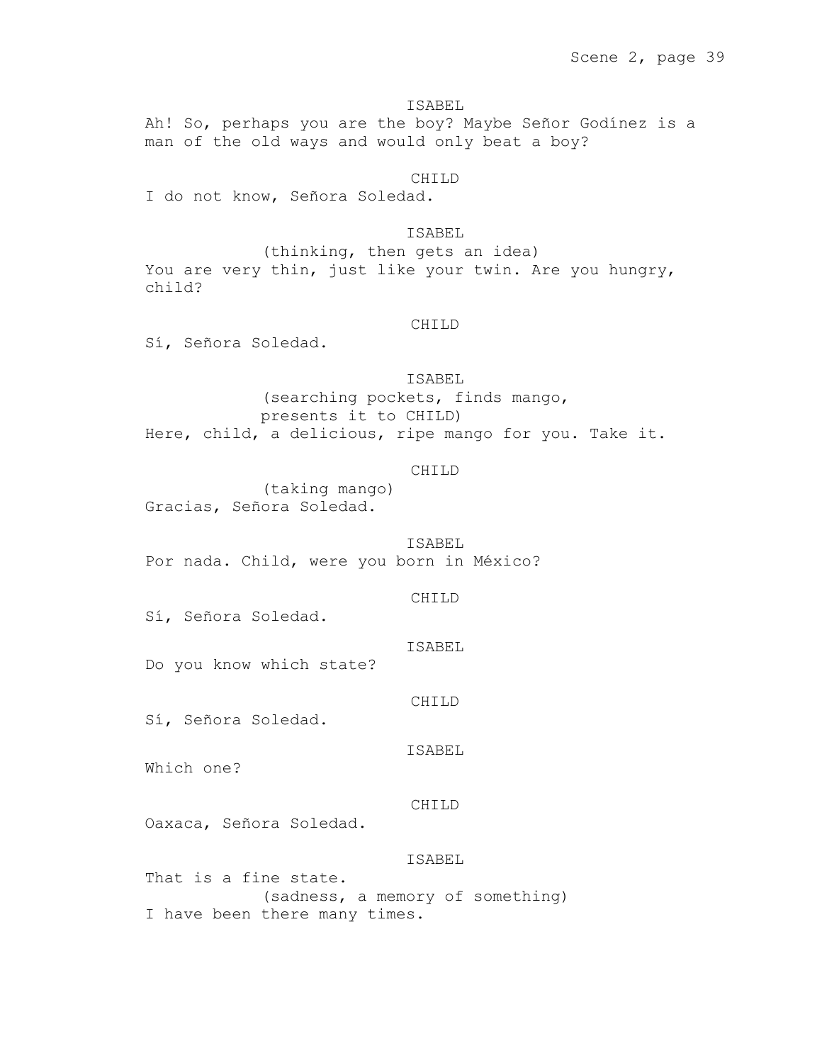ISABEL

Ah! So, perhaps you are the boy? Maybe Señor Godínez is a man of the old ways and would only beat a boy?

CHILD

I do not know, Señora Soledad.

ISABEL

(thinking, then gets an idea)

You are very thin, just like your twin. Are you hungry, child?

CHILD

Sí, Señora Soledad.

ISABEL

(searching pockets, finds mango, presents it to CHILD)

Here, child, a delicious, ripe mango for you. Take it.

CHILD

(taking mango)

Gracias, Señora Soledad.

ISABEL

Por nada. Child, were you born in México?

CHILD

Sí, Señora Soledad.

ISABEL

Do you know which state?

CHILD

Sí, Señora Soledad.

ISABEL

Which one?

CHILD

Oaxaca, Señora Soledad.

ISABEL

That is a fine state.

(sadness, a memory of something)

I have been there many times.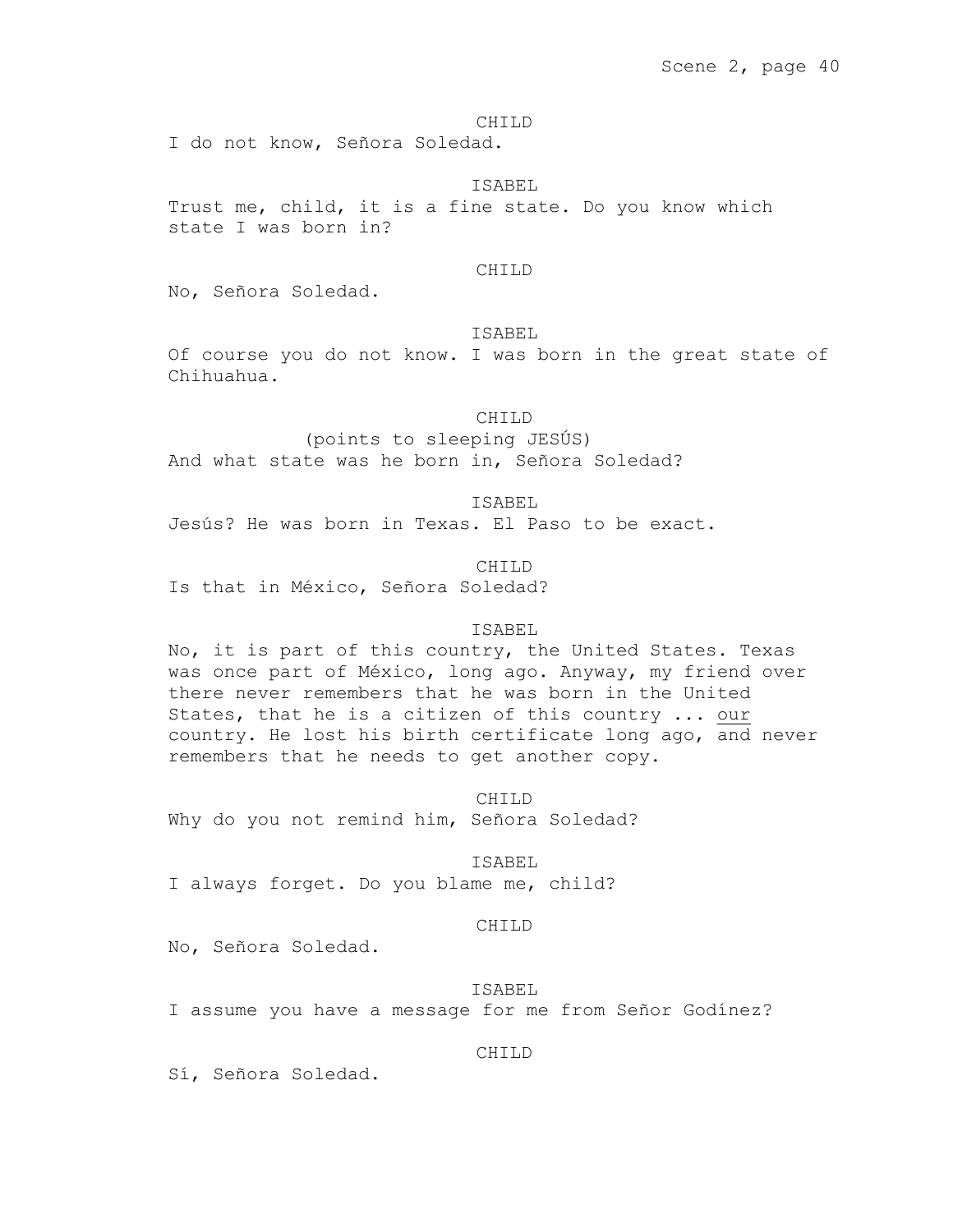CHILD

I do not know, Señora Soledad.

ISABEL

Trust me, child, it is a fine state. Do you know which state I was born in?

CHILD

No, Señora Soledad.

ISABEL

Of course you do not know. I was born in the great state of Chihuahua.

CHILD

(points to sleeping JESÚS)

And what state was he born in, Señora Soledad?

ISABEL

Jesús? He was born in Texas. El Paso to be exact.

CHILD

Is that in México, Señora Soledad?

ISABEL

No, it is part of this country, the United States. Texas was once part of México, long ago. Anyway, my friend over there never remembers that he was born in the United States, that he is a citizen of this country ... <u>our</u> country. He lost his birth certificate long ago, and never remembers that he needs to get another copy.

CHILD

Why do you not remind him, Señora Soledad?

ISABEL

I always forget. Do you blame me, child?

CHILD

No, Señora Soledad.

ISABEL

I assume you have a message for me from Señor Godínez?

CHILD

Sí, Señora Soledad.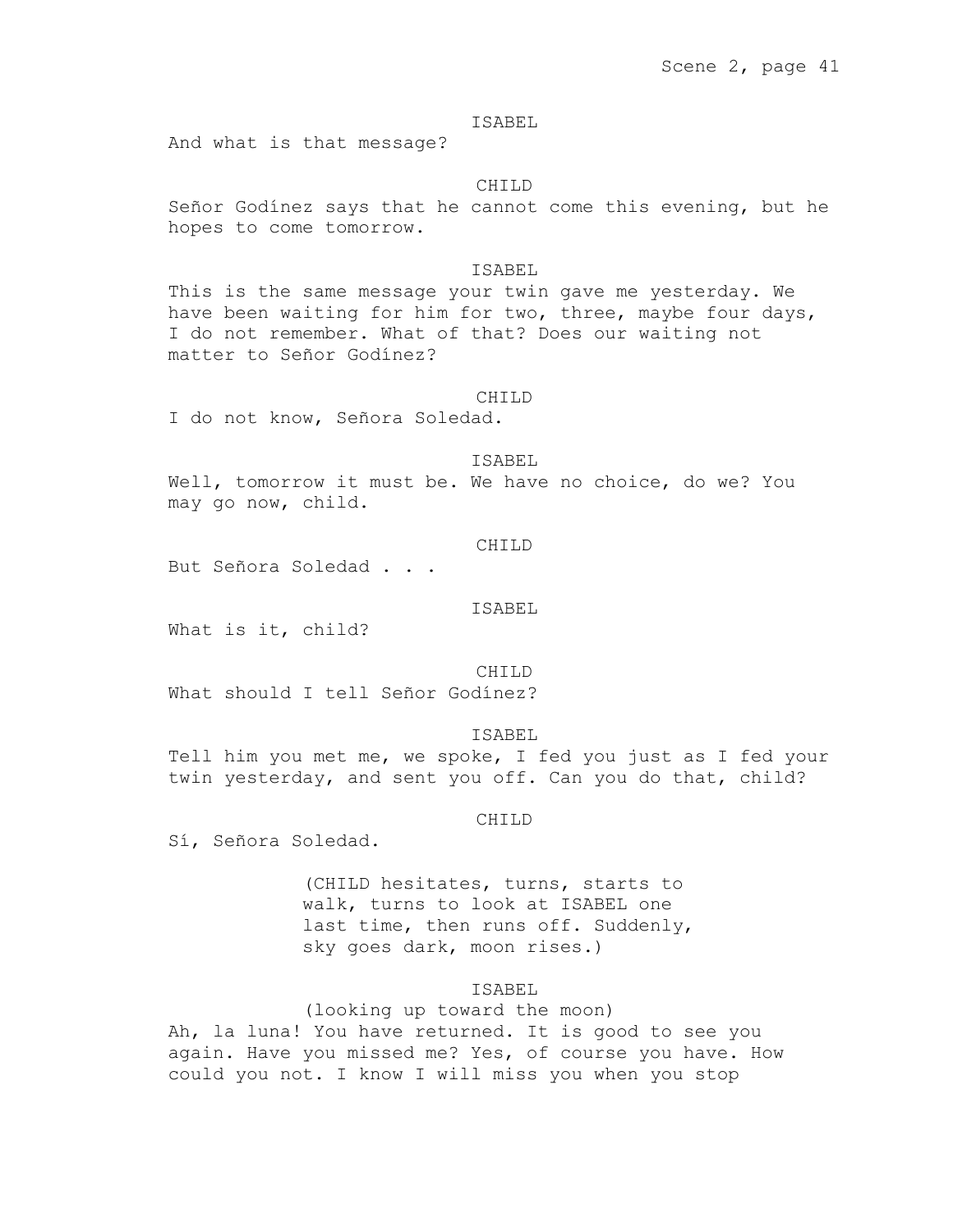ISABEL

And what is that message?

CHILD

Señor Godínez says that he cannot come this evening, but he hopes to come tomorrow.

ISABEL

This is the same message your twin gave me yesterday. We have been waiting for him for two, three, maybe four days, I do not remember. What of that? Does our waiting not matter to Señor Godínez?

CHILD

I do not know, Señora Soledad.

ISABEL

Well, tomorrow it must be. We have no choice, do we? You may go now, child.

CHILD

But Señora Soledad . . .

ISABEL

What is it, child?

CHILD

What should I tell Señor Godínez?

ISABEL

Tell him you met me, we spoke, I fed you just as I fed your twin yesterday, and sent you off. Can you do that, child?

CHILD

Sí, Señora Soledad.

(CHILD hesitates, turns, starts to walk, turns to look at ISABEL one last time, then runs off. Suddenly, sky goes dark, moon rises.)

ISABEL

(looking up toward the moon)

Ah, la luna! You have returned. It is good to see you again. Have you missed me? Yes, of course you have. How could you not. I know I will miss you when you stop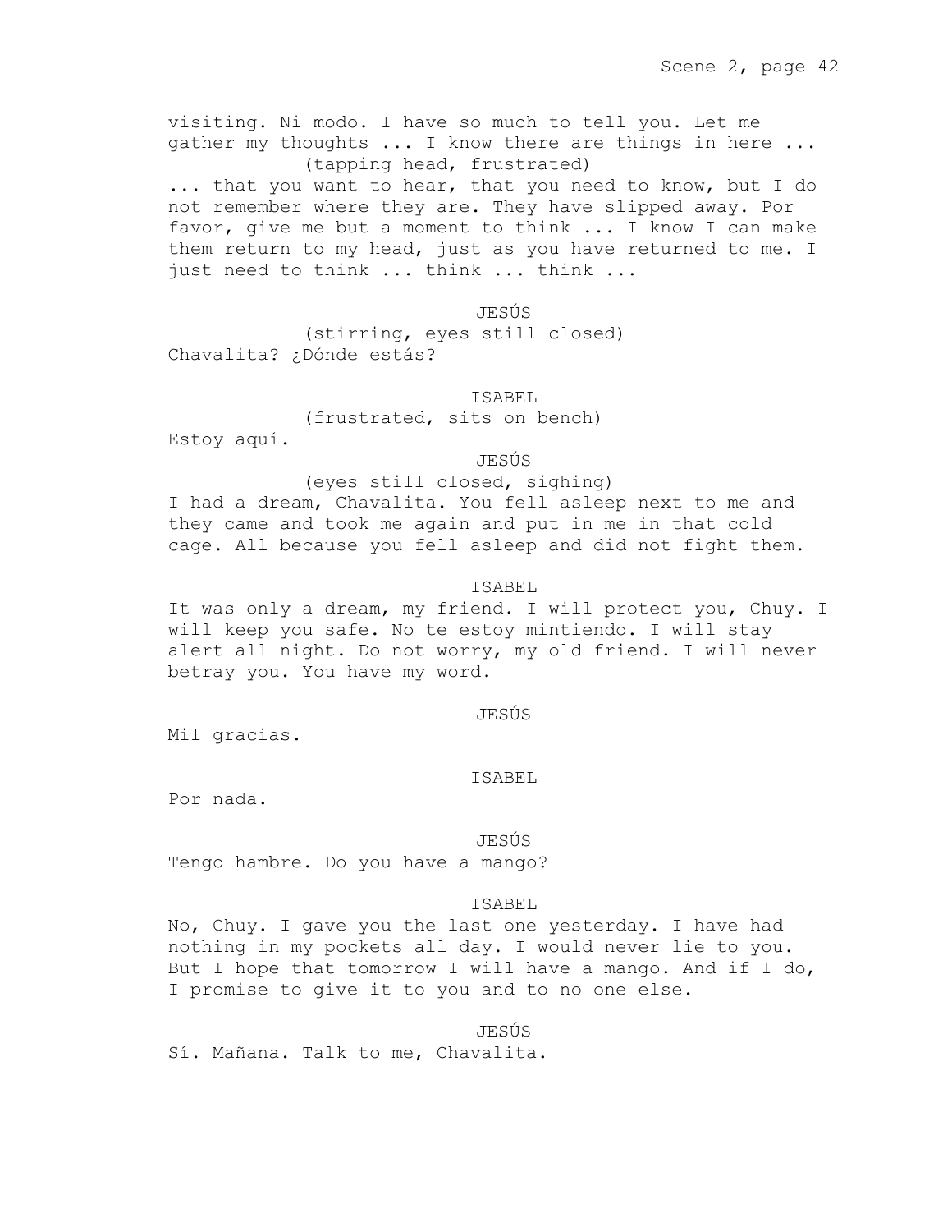visiting. Ni modo. I have so much to tell you. Let me gather my thoughts ... I know there are things in here ...

(tapping head, frustrated)

... that you want to hear, that you need to know, but I do not remember where they are. They have slipped away. Por favor, give me but a moment to think ... I know I can make them return to my head, just as you have returned to me. I just need to think ... think ... think ...

JESÚS

(stirring, eyes still closed)

Chavalita? ¿Dónde estás?

ISABEL

(frustrated, sits on bench)

Estoy aquí.

JESÚS

(eyes still closed, sighing)

I had a dream, Chavalita. You fell asleep next to me and they came and took me again and put in me in that cold cage. All because you fell asleep and did not fight them.

ISABEL

It was only a dream, my friend. I will protect you, Chuy. I will keep you safe. No te estoy mintiendo. I will stay alert all night. Do not worry, my old friend. I will never betray you. You have my word.

JESÚS

Mil gracias.

ISABEL

Por nada.

JESÚS

Tengo hambre. Do you have a mango?

ISABEL

No, Chuy. I gave you the last one yesterday. I have had nothing in my pockets all day. I would never lie to you. But I hope that tomorrow I will have a mango. And if I do, I promise to give it to you and to no one else.

JESÚS

Sí. Mañana. Talk to me, Chavalita.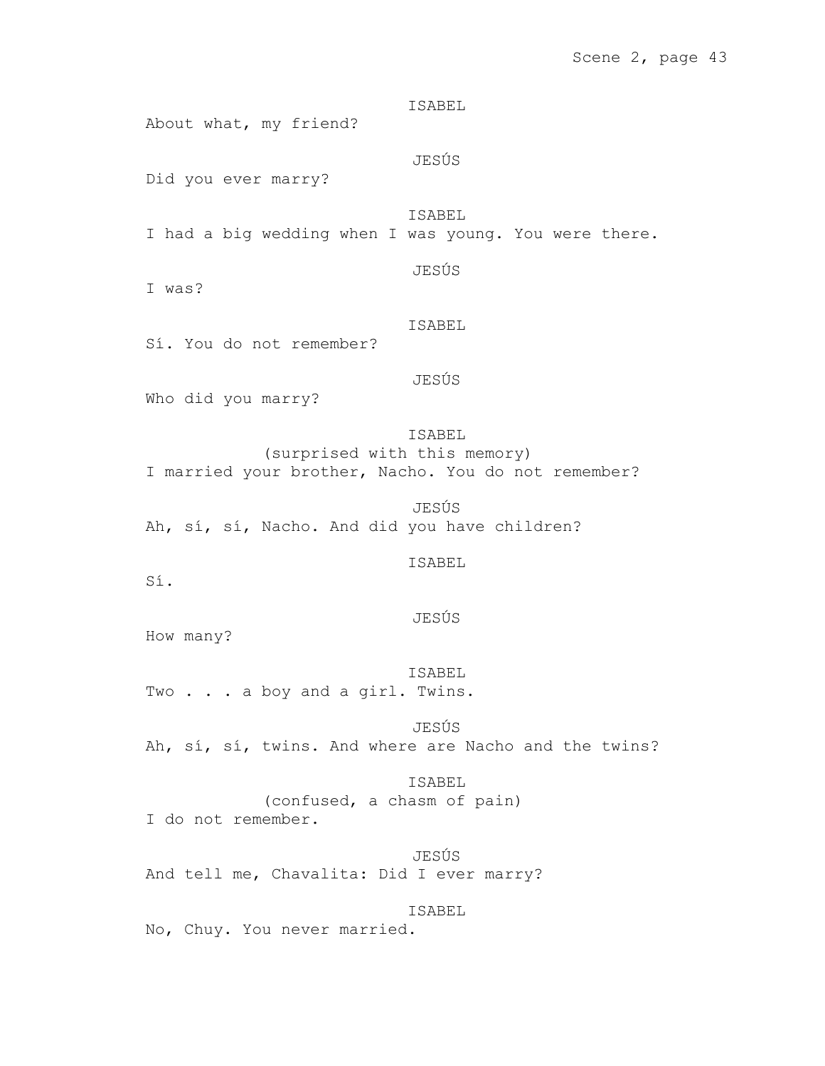ISABEL

About what, my friend?

JESÚS

Did you ever marry?

ISABEL

I had a big wedding when I was young. You were there.

JESÚS

I was?

ISABEL

Sí. You do not remember?

JESÚS

Who did you marry?

ISABEL

(surprised with this memory)

I married your brother, Nacho. You do not remember?

JESÚS

Ah, sí, sí, Nacho. And did you have children?

ISABEL

Sí.

JESÚS

How many?

ISABEL

Two . . . a boy and a girl. Twins.

JESÚS

Ah, sí, sí, twins. And where are Nacho and the twins?

ISABEL

(confused, a chasm of pain)

I do not remember.

JESÚS

And tell me, Chavalita: Did I ever marry?

ISABEL

No, Chuy. You never married.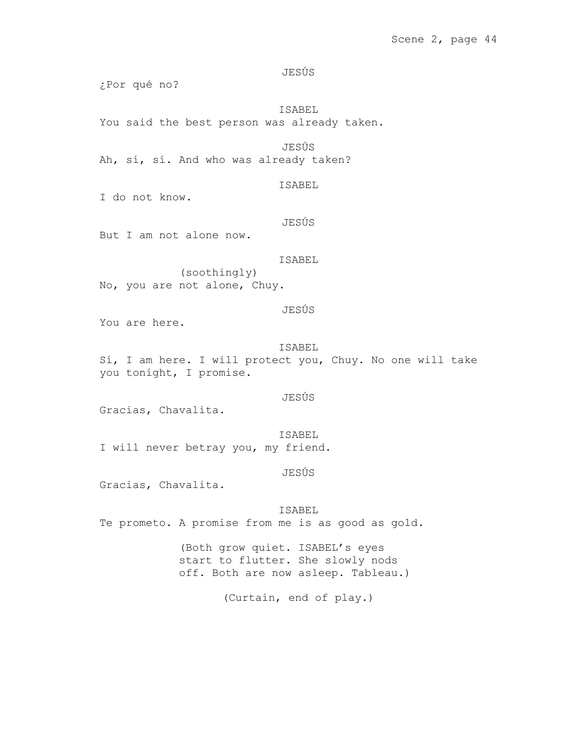JESÚS

¿Por qué no?

ISABEL

You said the best person was already taken.

JESÚS

Ah, sí, sí. And who was already taken?

ISABEL

I do not know.

JESÚS

But I am not alone now.

ISABEL

(soothingly)

No, you are not alone, Chuy.

JESÚS

You are here.

ISABEL

Sí, I am here. I will protect you, Chuy. No one will take you tonight, I promise.

JESÚS

Gracias, Chavalita.

ISABEL

I will never betray you, my friend.

JESÚS

Gracias, Chavalita.

ISABEL

Te prometo. A promise from me is as good as gold.

(Both grow quiet. ISABEL's eyes start to flutter. She slowly nods off. Both are now asleep. Tableau.)

(Curtain, end of play.)